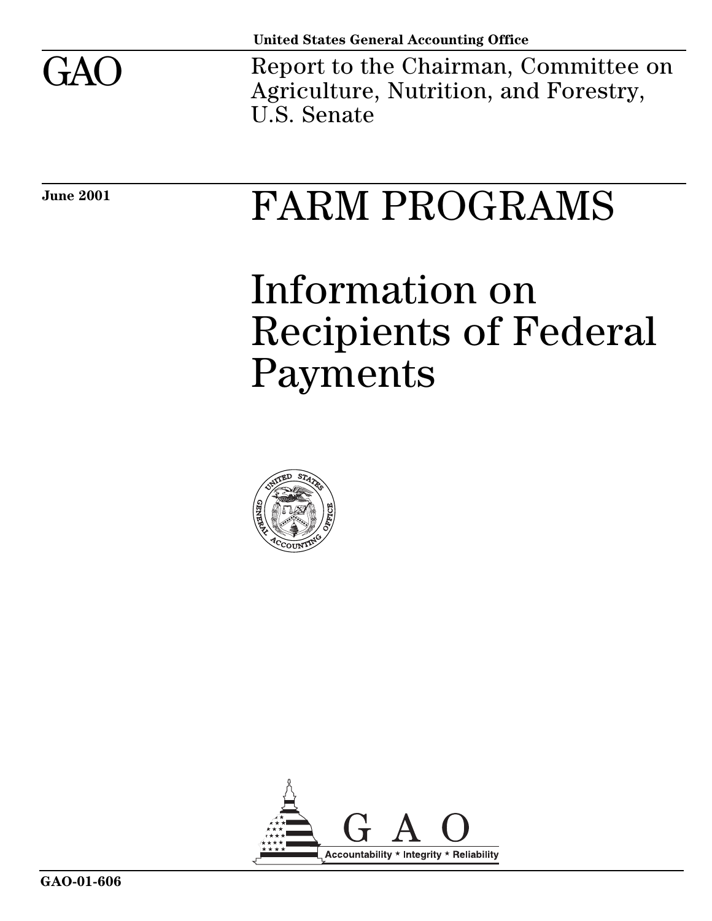United States General Accounting Office

# GAO

Report to the Chairman, Committee on Agriculture, Nutrition, and Forestry, U.S. Senate

June 2001

# FARM PROGRAMS

# Information on Recipients of Federal Payments

GAO

Accountability * Integrity * Reliability

GAO-01-606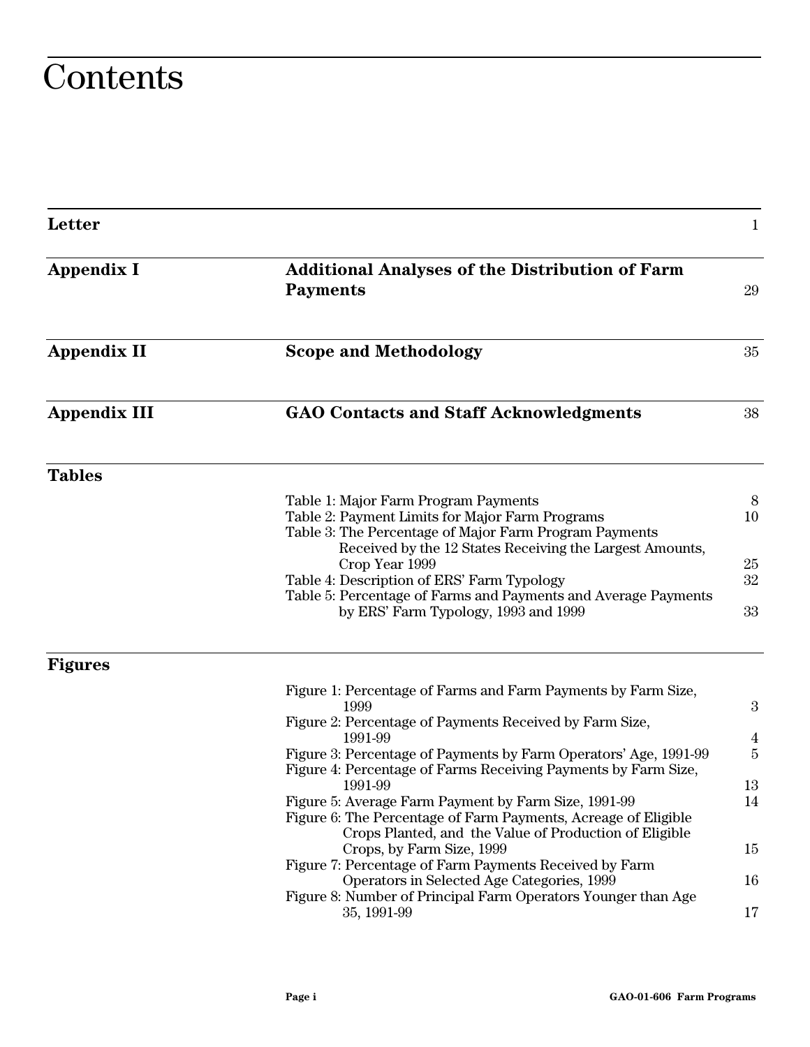# Contents

| | | |
|---|---|---|
| **Letter** | | 1 |
| **Appendix I** | **Additional Analyses of the Distribution of Farm Payments** | 29 |
| **Appendix II** | **Scope and Methodology** | 35 |
| **Appendix III** | **GAO Contacts and Staff Acknowledgments** | 38 |

## Tables

| | |
|---|---|
| Table 1: Major Farm Program Payments | 8 |
| Table 2: Payment Limits for Major Farm Programs | 10 |
| Table 3: The Percentage of Major Farm Program Payments Received by the 12 States Receiving the Largest Amounts, Crop Year 1999 | 25 |
| Table 4: Description of ERS' Farm Typology | 32 |
| Table 5: Percentage of Farms and Payments and Average Payments by ERS' Farm Typology, 1993 and 1999 | 33 |

## Figures

| | |
|---|---|
| Figure 1: Percentage of Farms and Farm Payments by Farm Size, 1999 | 3 |
| Figure 2: Percentage of Payments Received by Farm Size, 1991-99 | 4 |
| Figure 3: Percentage of Payments by Farm Operators' Age, 1991-99 | 5 |
| Figure 4: Percentage of Farms Receiving Payments by Farm Size, 1991-99 | 13 |
| Figure 5: Average Farm Payment by Farm Size, 1991-99 | 14 |
| Figure 6: The Percentage of Farm Payments, Acreage of Eligible Crops Planted, and the Value of Production of Eligible Crops, by Farm Size, 1999 | 15 |
| Figure 7: Percentage of Farm Payments Received by Farm Operators in Selected Age Categories, 1999 | 16 |
| Figure 8: Number of Principal Farm Operators Younger than Age 35, 1991-99 | 17 |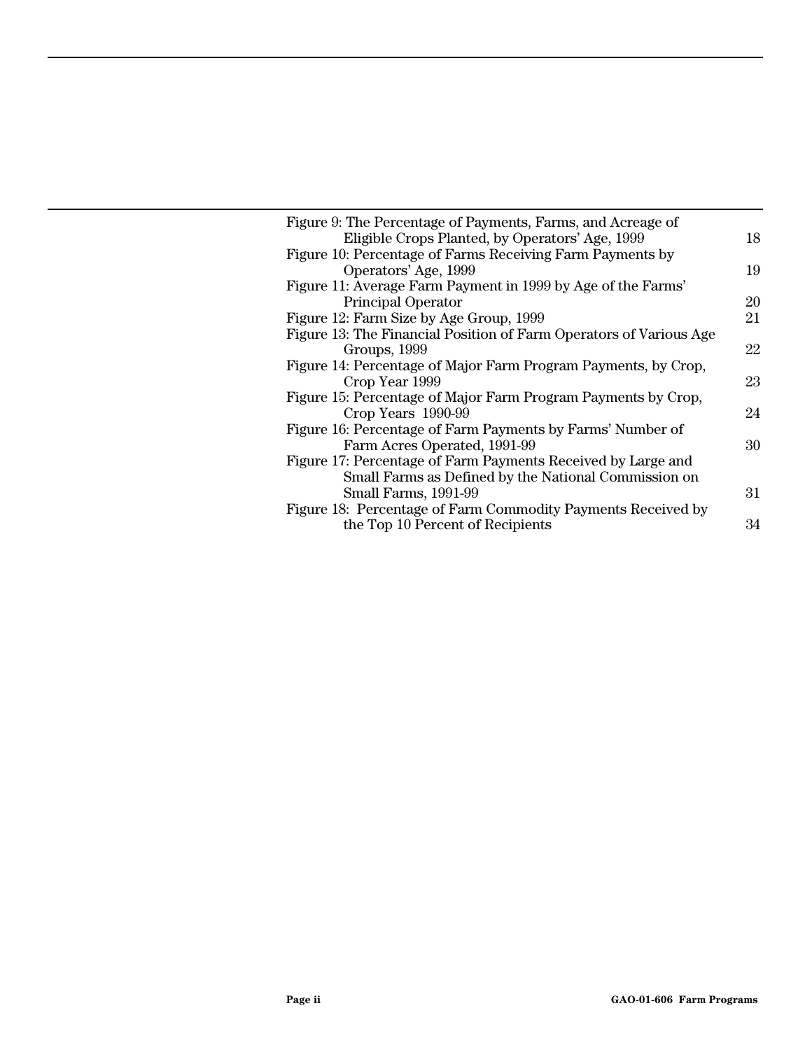| | |
|---|---|
| Figure 9: The Percentage of Payments, Farms, and Acreage of Eligible Crops Planted, by Operators' Age, 1999 | 18 |
| Figure 10: Percentage of Farms Receiving Farm Payments by Operators' Age, 1999 | 19 |
| Figure 11: Average Farm Payment in 1999 by Age of the Farms' Principal Operator | 20 |
| Figure 12: Farm Size by Age Group, 1999 | 21 |
| Figure 13: The Financial Position of Farm Operators of Various Age Groups, 1999 | 22 |
| Figure 14: Percentage of Major Farm Program Payments, by Crop, Crop Year 1999 | 23 |
| Figure 15: Percentage of Major Farm Program Payments by Crop, Crop Years 1990-99 | 24 |
| Figure 16: Percentage of Farm Payments by Farms' Number of Farm Acres Operated, 1991-99 | 30 |
| Figure 17: Percentage of Farm Payments Received by Large and Small Farms as Defined by the National Commission on Small Farms, 1991-99 | 31 |
| Figure 18: Percentage of Farm Commodity Payments Received by the Top 10 Percent of Recipients | 34 |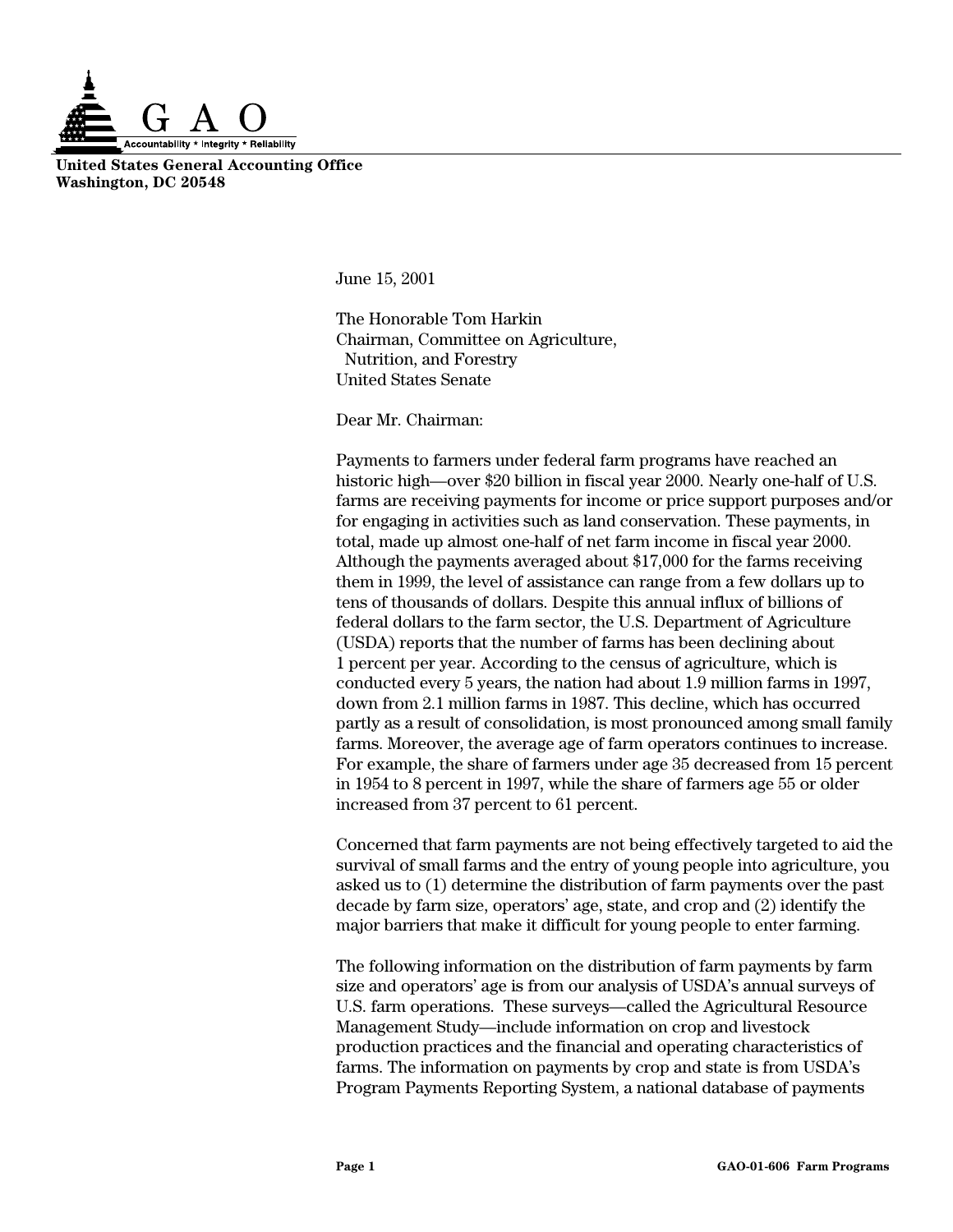**United States General Accounting Office**
**Washington, DC 20548**

June 15, 2001

The Honorable Tom Harkin
Chairman, Committee on Agriculture,
Nutrition, and Forestry
United States Senate

Dear Mr. Chairman:

Payments to farmers under federal farm programs have reached an historic high—over $20 billion in fiscal year 2000. Nearly one-half of U.S. farms are receiving payments for income or price support purposes and/or for engaging in activities such as land conservation. These payments, in total, made up almost one-half of net farm income in fiscal year 2000. Although the payments averaged about $17,000 for the farms receiving them in 1999, the level of assistance can range from a few dollars up to tens of thousands of dollars. Despite this annual influx of billions of federal dollars to the farm sector, the U.S. Department of Agriculture (USDA) reports that the number of farms has been declining about 1 percent per year. According to the census of agriculture, which is conducted every 5 years, the nation had about 1.9 million farms in 1997, down from 2.1 million farms in 1987. This decline, which has occurred partly as a result of consolidation, is most pronounced among small family farms. Moreover, the average age of farm operators continues to increase. For example, the share of farmers under age 35 decreased from 15 percent in 1954 to 8 percent in 1997, while the share of farmers age 55 or older increased from 37 percent to 61 percent.

Concerned that farm payments are not being effectively targeted to aid the survival of small farms and the entry of young people into agriculture, you asked us to (1) determine the distribution of farm payments over the past decade by farm size, operators' age, state, and crop and (2) identify the major barriers that make it difficult for young people to enter farming.

The following information on the distribution of farm payments by farm size and operators' age is from our analysis of USDA's annual surveys of U.S. farm operations. These surveys—called the Agricultural Resource Management Study—include information on crop and livestock production practices and the financial and operating characteristics of farms. The information on payments by crop and state is from USDA's Program Payments Reporting System, a national database of payments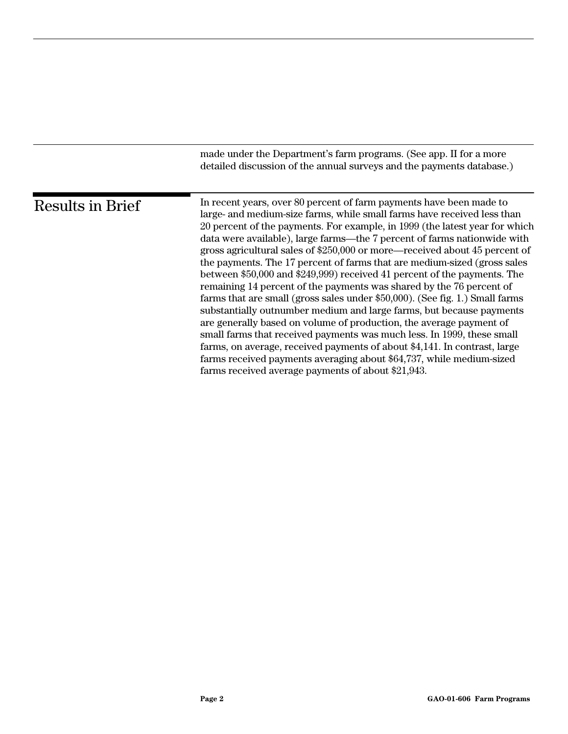made under the Department's farm programs. (See app. II for a more detailed discussion of the annual surveys and the payments database.)

## Results in Brief

In recent years, over 80 percent of farm payments have been made to large- and medium-size farms, while small farms have received less than 20 percent of the payments. For example, in 1999 (the latest year for which data were available), large farms—the 7 percent of farms nationwide with gross agricultural sales of $250,000 or more—received about 45 percent of the payments. The 17 percent of farms that are medium-sized (gross sales between $50,000 and $249,999) received 41 percent of the payments. The remaining 14 percent of the payments was shared by the 76 percent of farms that are small (gross sales under $50,000). (See fig. 1.) Small farms substantially outnumber medium and large farms, but because payments are generally based on volume of production, the average payment of small farms that received payments was much less. In 1999, these small farms, on average, received payments of about $4,141. In contrast, large farms received payments averaging about $64,737, while medium-sized farms received average payments of about $21,943.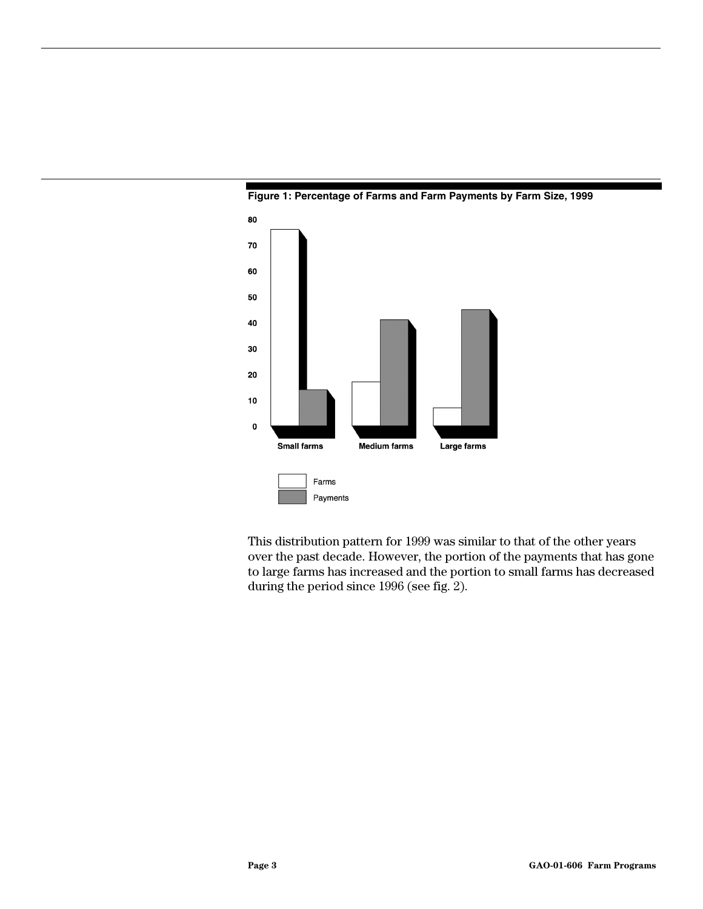**Figure 1: Percentage of Farms and Farm Payments by Farm Size, 1999**

This distribution pattern for 1999 was similar to that of the other years over the past decade. However, the portion of the payments that has gone to large farms has increased and the portion to small farms has decreased during the period since 1996 (see fig. 2).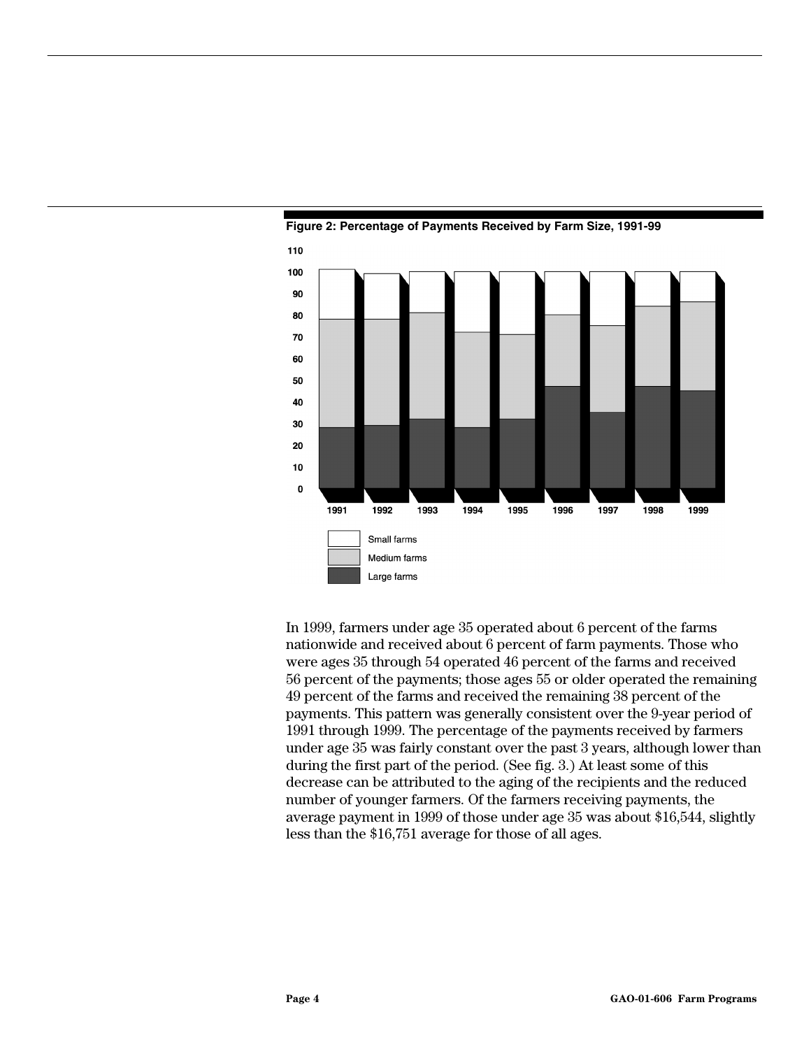**Figure 2: Percentage of Payments Received by Farm Size, 1991-99**

In 1999, farmers under age 35 operated about 6 percent of the farms nationwide and received about 6 percent of farm payments. Those who were ages 35 through 54 operated 46 percent of the farms and received 56 percent of the payments; those ages 55 or older operated the remaining 49 percent of the farms and received the remaining 38 percent of the payments. This pattern was generally consistent over the 9-year period of 1991 through 1999. The percentage of the payments received by farmers under age 35 was fairly constant over the past 3 years, although lower than during the first part of the period. (See fig. 3.) At least some of this decrease can be attributed to the aging of the recipients and the reduced number of younger farmers. Of the farmers receiving payments, the average payment in 1999 of those under age 35 was about $16,544, slightly less than the $16,751 average for those of all ages.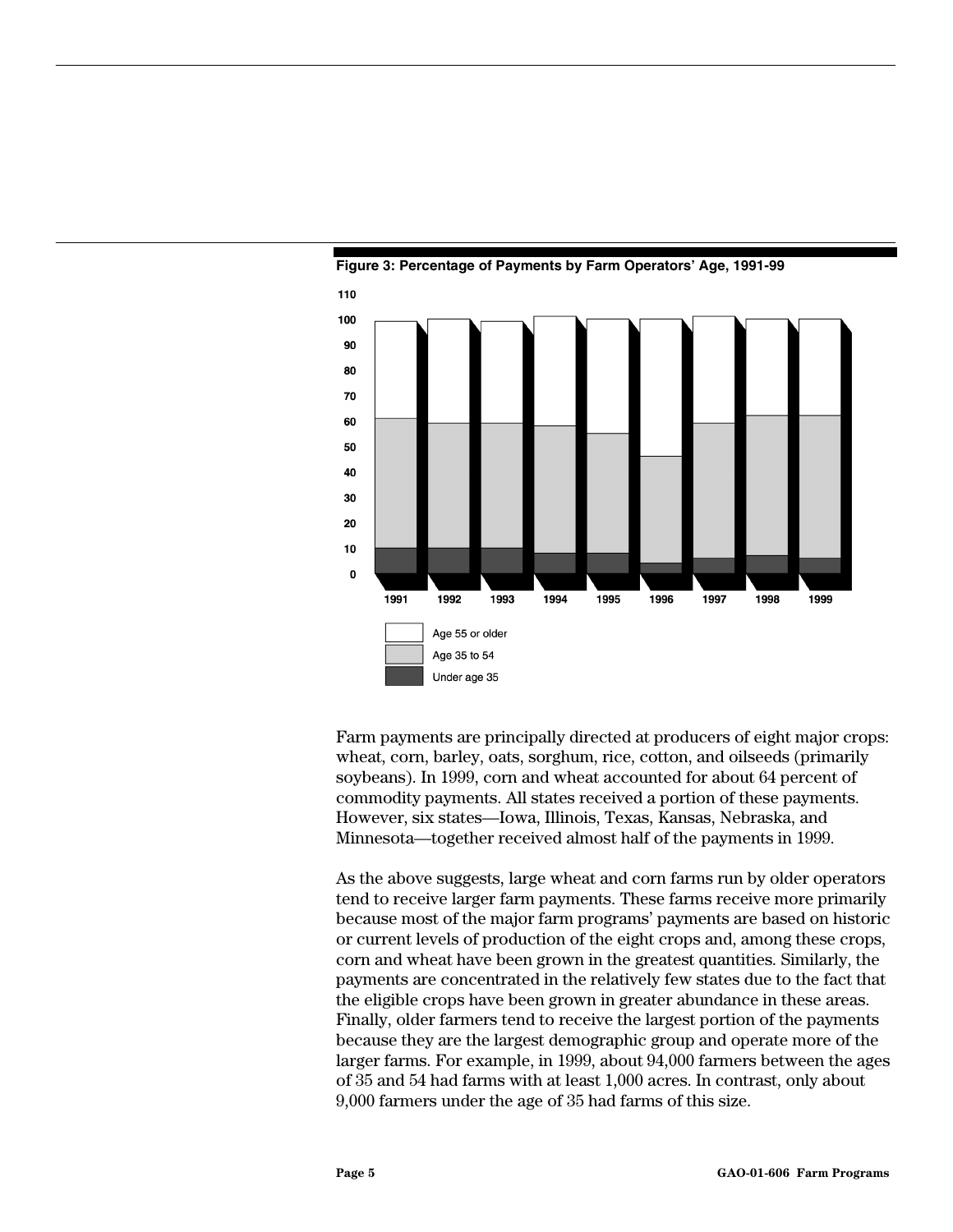**Figure 3: Percentage of Payments by Farm Operators' Age, 1991-99**

Farm payments are principally directed at producers of eight major crops: wheat, corn, barley, oats, sorghum, rice, cotton, and oilseeds (primarily soybeans). In 1999, corn and wheat accounted for about 64 percent of commodity payments. All states received a portion of these payments. However, six states—Iowa, Illinois, Texas, Kansas, Nebraska, and Minnesota—together received almost half of the payments in 1999.

As the above suggests, large wheat and corn farms run by older operators tend to receive larger farm payments. These farms receive more primarily because most of the major farm programs' payments are based on historic or current levels of production of the eight crops and, among these crops, corn and wheat have been grown in the greatest quantities. Similarly, the payments are concentrated in the relatively few states due to the fact that the eligible crops have been grown in greater abundance in these areas. Finally, older farmers tend to receive the largest portion of the payments because they are the largest demographic group and operate more of the larger farms. For example, in 1999, about 94,000 farmers between the ages of 35 and 54 had farms with at least 1,000 acres. In contrast, only about 9,000 farmers under the age of 35 had farms of this size.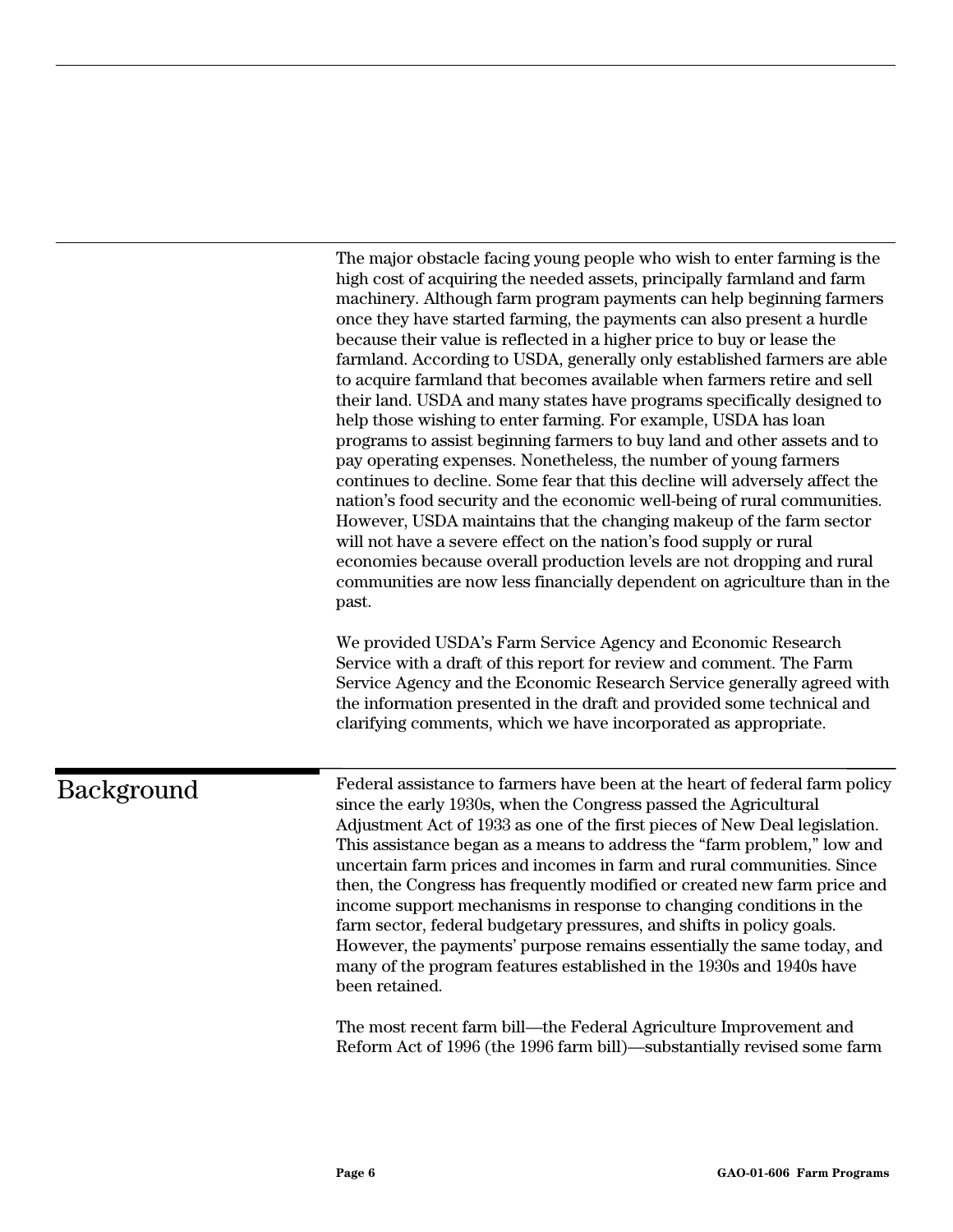The major obstacle facing young people who wish to enter farming is the high cost of acquiring the needed assets, principally farmland and farm machinery. Although farm program payments can help beginning farmers once they have started farming, the payments can also present a hurdle because their value is reflected in a higher price to buy or lease the farmland. According to USDA, generally only established farmers are able to acquire farmland that becomes available when farmers retire and sell their land. USDA and many states have programs specifically designed to help those wishing to enter farming. For example, USDA has loan programs to assist beginning farmers to buy land and other assets and to pay operating expenses. Nonetheless, the number of young farmers continues to decline. Some fear that this decline will adversely affect the nation's food security and the economic well-being of rural communities. However, USDA maintains that the changing makeup of the farm sector will not have a severe effect on the nation's food supply or rural economies because overall production levels are not dropping and rural communities are now less financially dependent on agriculture than in the past.

We provided USDA's Farm Service Agency and Economic Research Service with a draft of this report for review and comment. The Farm Service Agency and the Economic Research Service generally agreed with the information presented in the draft and provided some technical and clarifying comments, which we have incorporated as appropriate.

## Background

Federal assistance to farmers have been at the heart of federal farm policy since the early 1930s, when the Congress passed the Agricultural Adjustment Act of 1933 as one of the first pieces of New Deal legislation. This assistance began as a means to address the "farm problem," low and uncertain farm prices and incomes in farm and rural communities. Since then, the Congress has frequently modified or created new farm price and income support mechanisms in response to changing conditions in the farm sector, federal budgetary pressures, and shifts in policy goals. However, the payments' purpose remains essentially the same today, and many of the program features established in the 1930s and 1940s have been retained.

The most recent farm bill—the Federal Agriculture Improvement and Reform Act of 1996 (the 1996 farm bill)—substantially revised some farm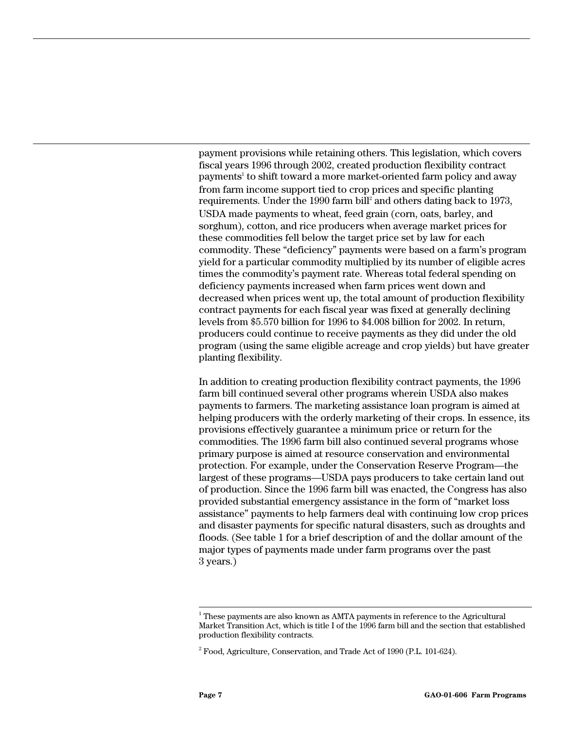payment provisions while retaining others. This legislation, which covers fiscal years 1996 through 2002, created production flexibility contract payments[1] to shift toward a more market-oriented farm policy and away from farm income support tied to crop prices and specific planting requirements. Under the 1990 farm bill[2] and others dating back to 1973, USDA made payments to wheat, feed grain (corn, oats, barley, and sorghum), cotton, and rice producers when average market prices for these commodities fell below the target price set by law for each commodity. These "deficiency" payments were based on a farm's program yield for a particular commodity multiplied by its number of eligible acres times the commodity's payment rate. Whereas total federal spending on deficiency payments increased when farm prices went down and decreased when prices went up, the total amount of production flexibility contract payments for each fiscal year was fixed at generally declining levels from $5.570 billion for 1996 to $4.008 billion for 2002. In return, producers could continue to receive payments as they did under the old program (using the same eligible acreage and crop yields) but have greater planting flexibility.

In addition to creating production flexibility contract payments, the 1996 farm bill continued several other programs wherein USDA also makes payments to farmers. The marketing assistance loan program is aimed at helping producers with the orderly marketing of their crops. In essence, its provisions effectively guarantee a minimum price or return for the commodities. The 1996 farm bill also continued several programs whose primary purpose is aimed at resource conservation and environmental protection. For example, under the Conservation Reserve Program—the largest of these programs—USDA pays producers to take certain land out of production. Since the 1996 farm bill was enacted, the Congress has also provided substantial emergency assistance in the form of "market loss assistance" payments to help farmers deal with continuing low crop prices and disaster payments for specific natural disasters, such as droughts and floods. (See table 1 for a brief description of and the dollar amount of the major types of payments made under farm programs over the past 3 years.)

---

[1] These payments are also known as AMTA payments in reference to the Agricultural Market Transition Act, which is title I of the 1996 farm bill and the section that established production flexibility contracts.

[2] Food, Agriculture, Conservation, and Trade Act of 1990 (P.L. 101-624).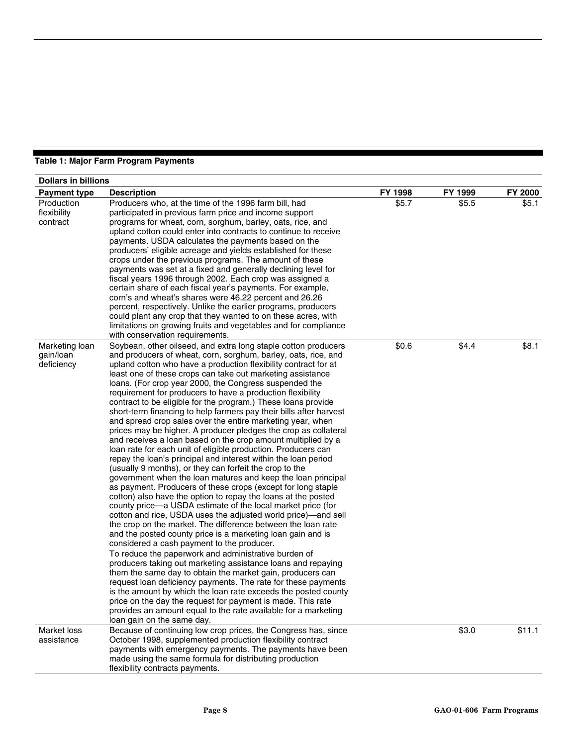**Table 1: Major Farm Program Payments**

| Dollars in billions | | | | |
|---|---|---|---|---|
| **Payment type** | **Description** | **FY 1998** | **FY 1999** | **FY 2000** |
| Production flexibility contract | Producers who, at the time of the 1996 farm bill, had participated in previous farm price and income support programs for wheat, corn, sorghum, barley, oats, rice, and upland cotton could enter into contracts to continue to receive payments. USDA calculates the payments based on the producers' eligible acreage and yields established for these crops under the previous programs. The amount of these payments was set at a fixed and generally declining level for fiscal years 1996 through 2002. Each crop was assigned a certain share of each fiscal year's payments. For example, corn's and wheat's shares were 46.22 percent and 26.26 percent, respectively. Unlike the earlier programs, producers could plant any crop that they wanted to on these acres, with limitations on growing fruits and vegetables and for compliance with conservation requirements. | $5.7 | $5.5 | $5.1 |
| Marketing loan gain/loan deficiency | Soybean, other oilseed, and extra long staple cotton producers and producers of wheat, corn, sorghum, barley, oats, rice, and upland cotton who have a production flexibility contract for at least one of these crops can take out marketing assistance loans. (For crop year 2000, the Congress suspended the requirement for producers to have a production flexibility contract to be eligible for the program.) These loans provide short-term financing to help farmers pay their bills after harvest and spread crop sales over the entire marketing year, when prices may be higher. A producer pledges the crop as collateral and receives a loan based on the crop amount multiplied by a loan rate for each unit of eligible production. Producers can repay the loan's principal and interest within the loan period (usually 9 months), or they can forfeit the crop to the government when the loan matures and keep the loan principal as payment. Producers of these crops (except for long staple cotton) also have the option to repay the loans at the posted county price—a USDA estimate of the local market price (for cotton and rice, USDA uses the adjusted world price)—and sell the crop on the market. The difference between the loan rate and the posted county price is a marketing loan gain and is considered a cash payment to the producer.<br>To reduce the paperwork and administrative burden of producers taking out marketing assistance loans and repaying them the same day to obtain the market gain, producers can request loan deficiency payments. The rate for these payments is the amount by which the loan rate exceeds the posted county price on the day the request for payment is made. This rate provides an amount equal to the rate available for a marketing loan gain on the same day. | $0.6 | $4.4 | $8.1 |
| Market loss assistance | Because of continuing low crop prices, the Congress has, since October 1998, supplemented production flexibility contract payments with emergency payments. The payments have been made using the same formula for distributing production flexibility contracts payments. | | $3.0 | $11.1 |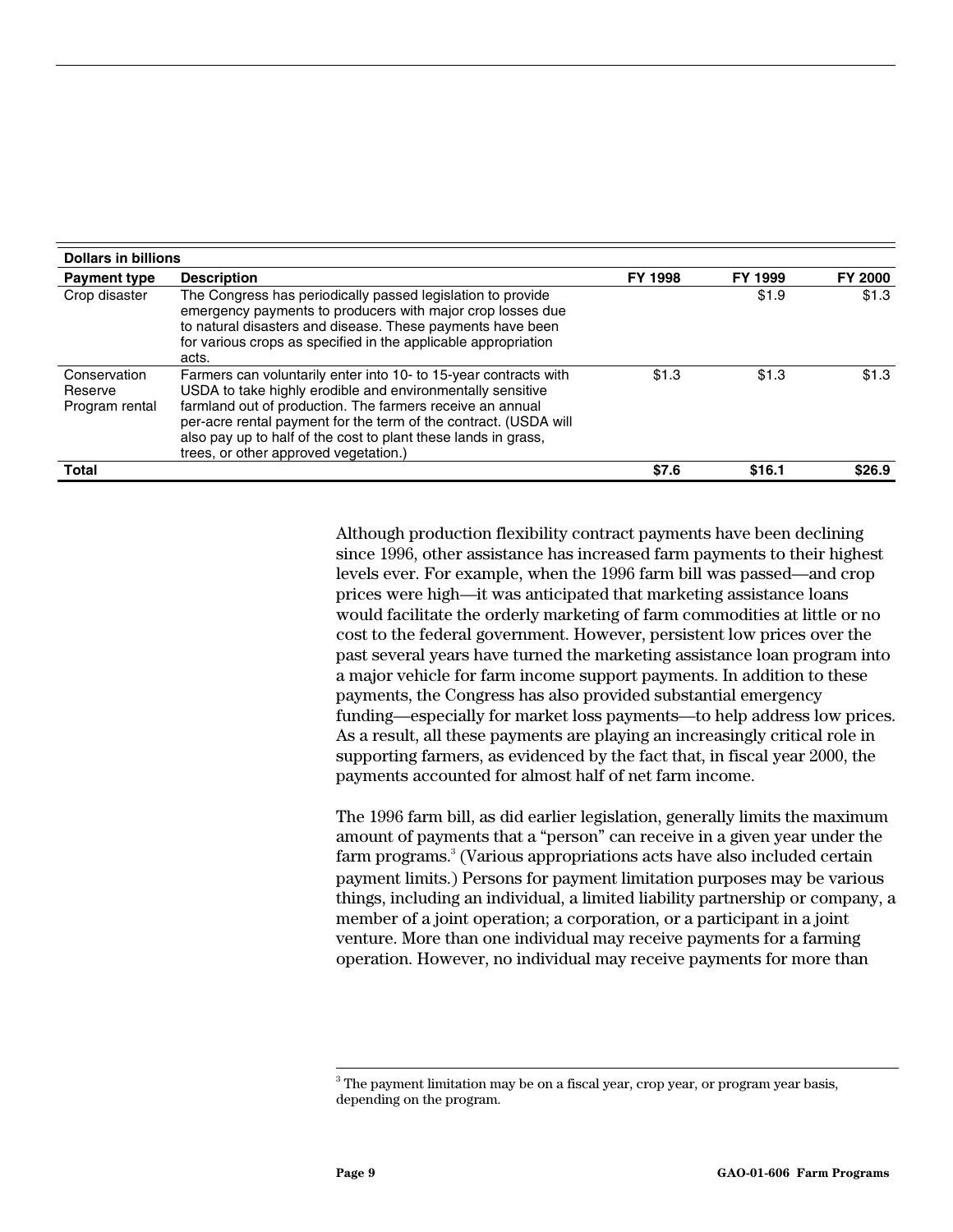| Dollars in billions | | | | |
| --- | --- | --- | --- | --- |
| **Payment type** | **Description** | **FY 1998** | **FY 1999** | **FY 2000** |
| Crop disaster | The Congress has periodically passed legislation to provide emergency payments to producers with major crop losses due to natural disasters and disease. These payments have been for various crops as specified in the applicable appropriation acts. | | $1.9 | $1.3 |
| Conservation Reserve Program rental | Farmers can voluntarily enter into 10- to 15-year contracts with USDA to take highly erodible and environmentally sensitive farmland out of production. The farmers receive an annual per-acre rental payment for the term of the contract. (USDA will also pay up to half of the cost to plant these lands in grass, trees, or other approved vegetation.) | $1.3 | $1.3 | $1.3 |
| **Total** | | **$7.6** | **$16.1** | **$26.9** |

Although production flexibility contract payments have been declining since 1996, other assistance has increased farm payments to their highest levels ever. For example, when the 1996 farm bill was passed—and crop prices were high—it was anticipated that marketing assistance loans would facilitate the orderly marketing of farm commodities at little or no cost to the federal government. However, persistent low prices over the past several years have turned the marketing assistance loan program into a major vehicle for farm income support payments. In addition to these payments, the Congress has also provided substantial emergency funding—especially for market loss payments—to help address low prices. As a result, all these payments are playing an increasingly critical role in supporting farmers, as evidenced by the fact that, in fiscal year 2000, the payments accounted for almost half of net farm income.

The 1996 farm bill, as did earlier legislation, generally limits the maximum amount of payments that a "person" can receive in a given year under the farm programs.[3] (Various appropriations acts have also included certain payment limits.) Persons for payment limitation purposes may be various things, including an individual, a limited liability partnership or company, a member of a joint operation; a corporation, or a participant in a joint venture. More than one individual may receive payments for a farming operation. However, no individual may receive payments for more than

[3] The payment limitation may be on a fiscal year, crop year, or program year basis, depending on the program.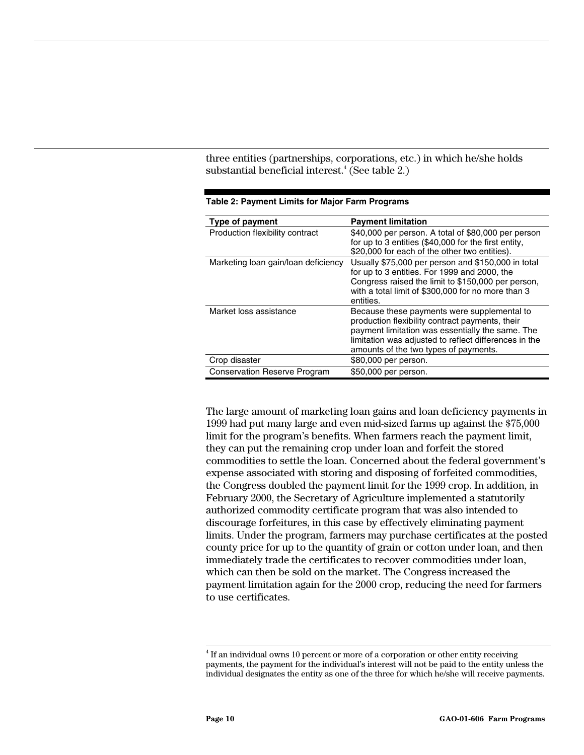three entities (partnerships, corporations, etc.) in which he/she holds substantial beneficial interest.[4] (See table 2.)

**Table 2: Payment Limits for Major Farm Programs**

| Type of payment | Payment limitation |
| --- | --- |
| Production flexibility contract | $40,000 per person. A total of $80,000 per person for up to 3 entities ($40,000 for the first entity, $20,000 for each of the other two entities). |
| Marketing loan gain/loan deficiency | Usually $75,000 per person and $150,000 in total for up to 3 entities. For 1999 and 2000, the Congress raised the limit to $150,000 per person, with a total limit of $300,000 for no more than 3 entities. |
| Market loss assistance | Because these payments were supplemental to production flexibility contract payments, their payment limitation was essentially the same. The limitation was adjusted to reflect differences in the amounts of the two types of payments. |
| Crop disaster | $80,000 per person. |
| Conservation Reserve Program | $50,000 per person. |

The large amount of marketing loan gains and loan deficiency payments in 1999 had put many large and even mid-sized farms up against the $75,000 limit for the program's benefits. When farmers reach the payment limit, they can put the remaining crop under loan and forfeit the stored commodities to settle the loan. Concerned about the federal government's expense associated with storing and disposing of forfeited commodities, the Congress doubled the payment limit for the 1999 crop. In addition, in February 2000, the Secretary of Agriculture implemented a statutorily authorized commodity certificate program that was also intended to discourage forfeitures, in this case by effectively eliminating payment limits. Under the program, farmers may purchase certificates at the posted county price for up to the quantity of grain or cotton under loan, and then immediately trade the certificates to recover commodities under loan, which can then be sold on the market. The Congress increased the payment limitation again for the 2000 crop, reducing the need for farmers to use certificates.

[4] If an individual owns 10 percent or more of a corporation or other entity receiving payments, the payment for the individual's interest will not be paid to the entity unless the individual designates the entity as one of the three for which he/she will receive payments.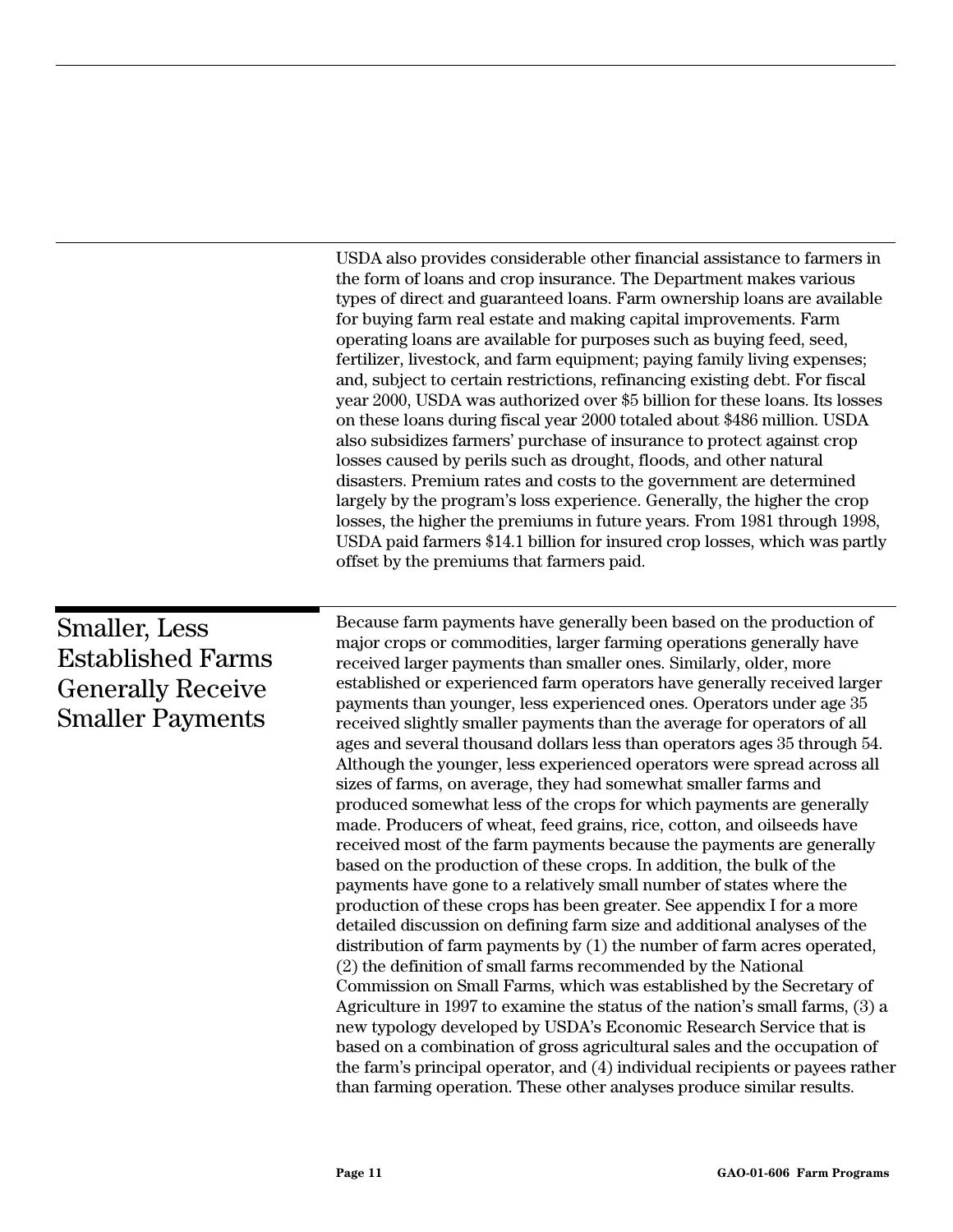USDA also provides considerable other financial assistance to farmers in the form of loans and crop insurance. The Department makes various types of direct and guaranteed loans. Farm ownership loans are available for buying farm real estate and making capital improvements. Farm operating loans are available for purposes such as buying feed, seed, fertilizer, livestock, and farm equipment; paying family living expenses; and, subject to certain restrictions, refinancing existing debt. For fiscal year 2000, USDA was authorized over $5 billion for these loans. Its losses on these loans during fiscal year 2000 totaled about $486 million. USDA also subsidizes farmers' purchase of insurance to protect against crop losses caused by perils such as drought, floods, and other natural disasters. Premium rates and costs to the government are determined largely by the program's loss experience. Generally, the higher the crop losses, the higher the premiums in future years. From 1981 through 1998, USDA paid farmers $14.1 billion for insured crop losses, which was partly offset by the premiums that farmers paid.

## Smaller, Less Established Farms Generally Receive Smaller Payments

Because farm payments have generally been based on the production of major crops or commodities, larger farming operations generally have received larger payments than smaller ones. Similarly, older, more established or experienced farm operators have generally received larger payments than younger, less experienced ones. Operators under age 35 received slightly smaller payments than the average for operators of all ages and several thousand dollars less than operators ages 35 through 54. Although the younger, less experienced operators were spread across all sizes of farms, on average, they had somewhat smaller farms and produced somewhat less of the crops for which payments are generally made. Producers of wheat, feed grains, rice, cotton, and oilseeds have received most of the farm payments because the payments are generally based on the production of these crops. In addition, the bulk of the payments have gone to a relatively small number of states where the production of these crops has been greater. See appendix I for a more detailed discussion on defining farm size and additional analyses of the distribution of farm payments by (1) the number of farm acres operated, (2) the definition of small farms recommended by the National Commission on Small Farms, which was established by the Secretary of Agriculture in 1997 to examine the status of the nation's small farms, (3) a new typology developed by USDA's Economic Research Service that is based on a combination of gross agricultural sales and the occupation of the farm's principal operator, and (4) individual recipients or payees rather than farming operation. These other analyses produce similar results.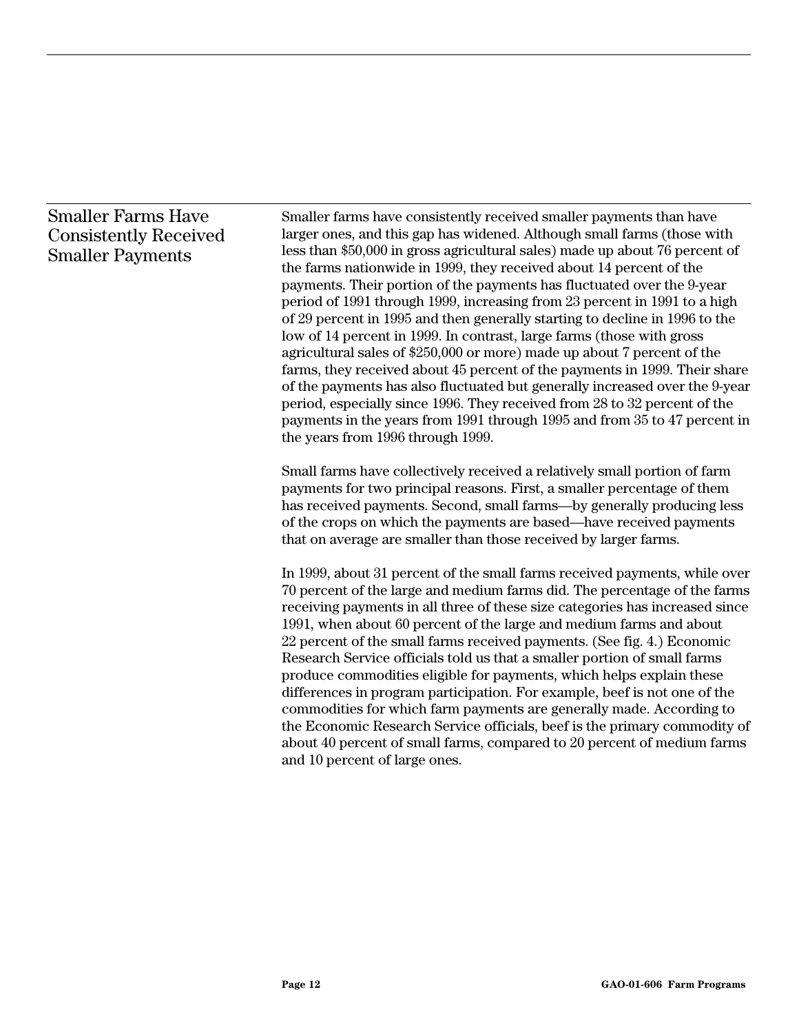## Smaller Farms Have Consistently Received Smaller Payments

Smaller farms have consistently received smaller payments than have larger ones, and this gap has widened. Although small farms (those with less than $50,000 in gross agricultural sales) made up about 76 percent of the farms nationwide in 1999, they received about 14 percent of the payments. Their portion of the payments has fluctuated over the 9-year period of 1991 through 1999, increasing from 23 percent in 1991 to a high of 29 percent in 1995 and then generally starting to decline in 1996 to the low of 14 percent in 1999. In contrast, large farms (those with gross agricultural sales of $250,000 or more) made up about 7 percent of the farms, they received about 45 percent of the payments in 1999. Their share of the payments has also fluctuated but generally increased over the 9-year period, especially since 1996. They received from 28 to 32 percent of the payments in the years from 1991 through 1995 and from 35 to 47 percent in the years from 1996 through 1999.

Small farms have collectively received a relatively small portion of farm payments for two principal reasons. First, a smaller percentage of them has received payments. Second, small farms—by generally producing less of the crops on which the payments are based—have received payments that on average are smaller than those received by larger farms.

In 1999, about 31 percent of the small farms received payments, while over 70 percent of the large and medium farms did. The percentage of the farms receiving payments in all three of these size categories has increased since 1991, when about 60 percent of the large and medium farms and about 22 percent of the small farms received payments. (See fig. 4.) Economic Research Service officials told us that a smaller portion of small farms produce commodities eligible for payments, which helps explain these differences in program participation. For example, beef is not one of the commodities for which farm payments are generally made. According to the Economic Research Service officials, beef is the primary commodity of about 40 percent of small farms, compared to 20 percent of medium farms and 10 percent of large ones.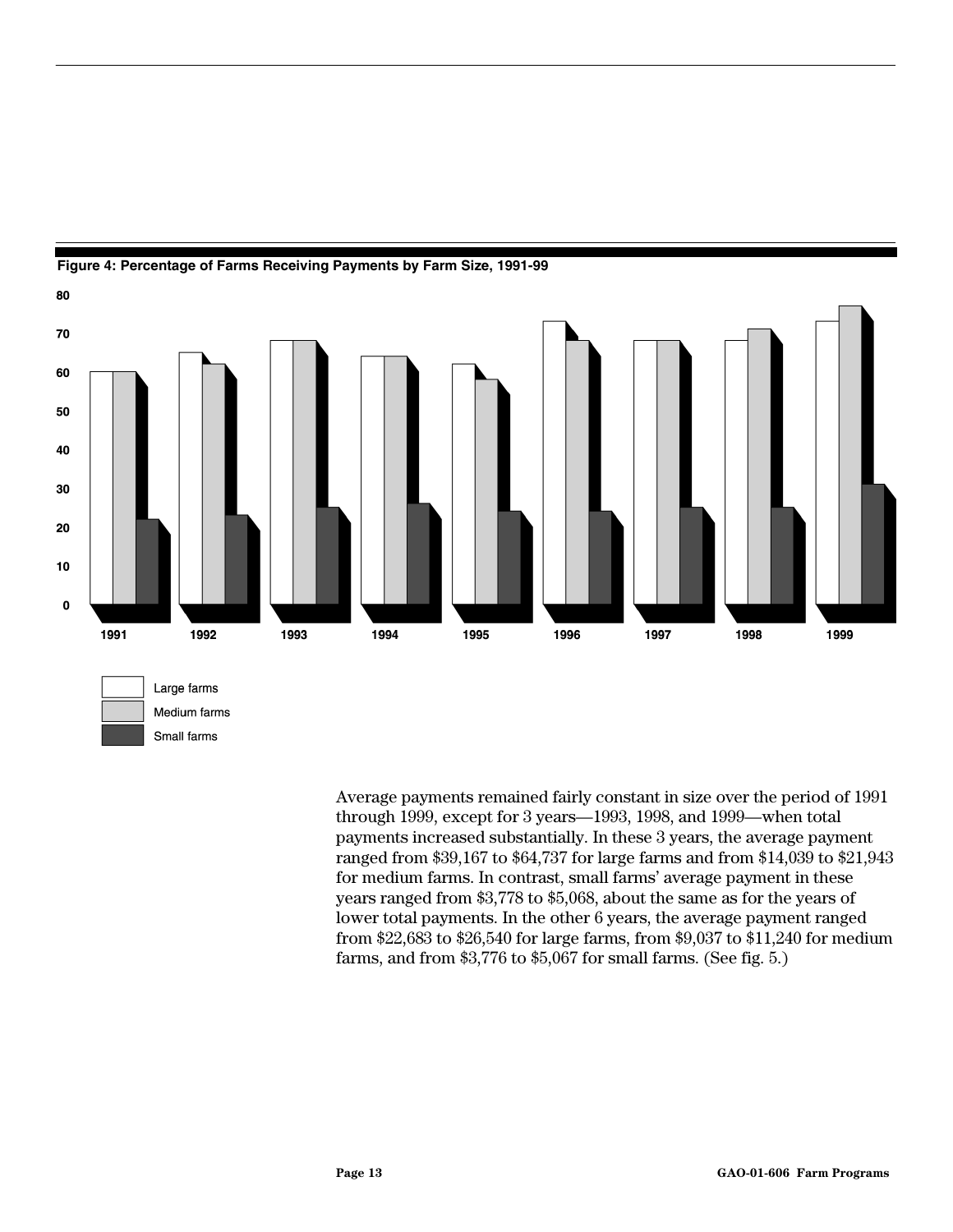**Figure 4: Percentage of Farms Receiving Payments by Farm Size, 1991-99**

| Year | Large farms | Medium farms | Small farms |
|---|---|---|---|
| 1991 | 60 | 60 | 22 |
| 1992 | 65 | 62 | 23 |
| 1993 | 68 | 68 | 25 |
| 1994 | 64 | 64 | 26 |
| 1995 | 62 | 58 | 24 |
| 1996 | 73 | 68 | 24 |
| 1997 | 68 | 68 | 25 |
| 1998 | 68 | 71 | 25 |
| 1999 | 73 | 77 | 31 |

Average payments remained fairly constant in size over the period of 1991 through 1999, except for 3 years—1993, 1998, and 1999—when total payments increased substantially. In these 3 years, the average payment ranged from $39,167 to $64,737 for large farms and from $14,039 to $21,943 for medium farms. In contrast, small farms' average payment in these years ranged from $3,778 to $5,068, about the same as for the years of lower total payments. In the other 6 years, the average payment ranged from $22,683 to $26,540 for large farms, from $9,037 to $11,240 for medium farms, and from $3,776 to $5,067 for small farms. (See fig. 5.)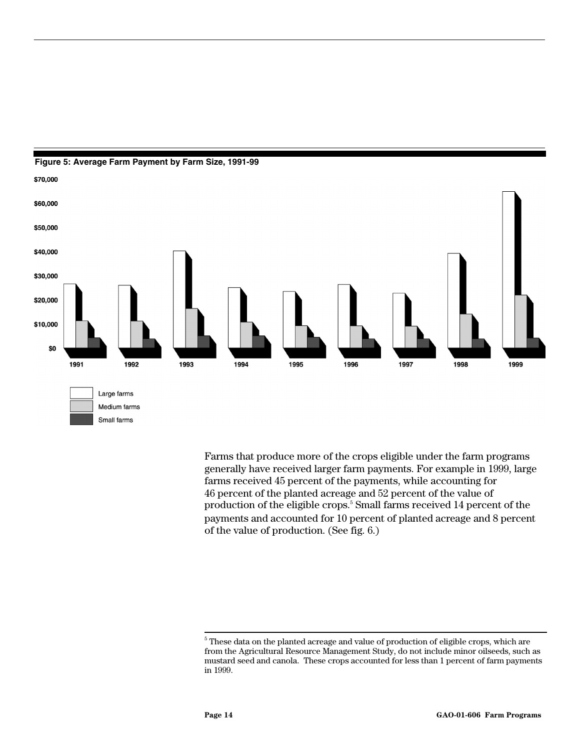**Figure 5: Average Farm Payment by Farm Size, 1991-99**

Farms that produce more of the crops eligible under the farm programs generally have received larger farm payments. For example in 1999, large farms received 45 percent of the payments, while accounting for 46 percent of the planted acreage and 52 percent of the value of production of the eligible crops.[5] Small farms received 14 percent of the payments and accounted for 10 percent of planted acreage and 8 percent of the value of production. (See fig. 6.)

[5] These data on the planted acreage and value of production of eligible crops, which are from the Agricultural Resource Management Study, do not include minor oilseeds, such as mustard seed and canola. These crops accounted for less than 1 percent of farm payments in 1999.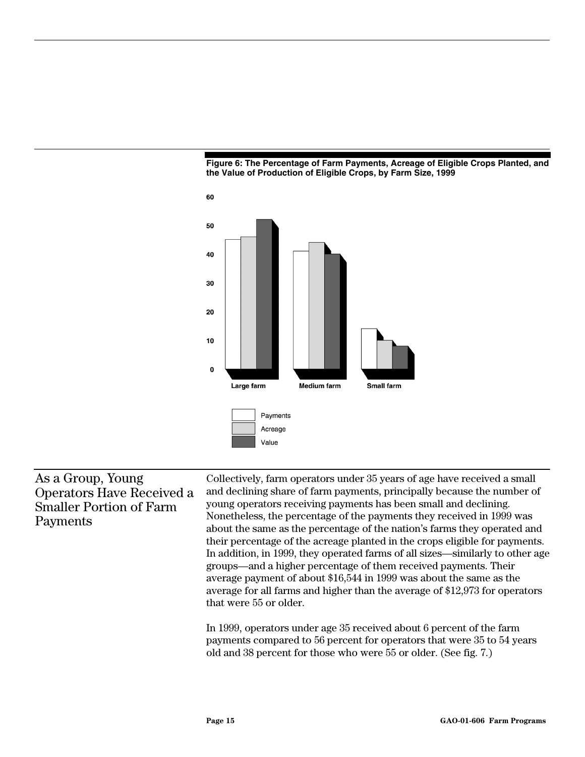**Figure 6: The Percentage of Farm Payments, Acreage of Eligible Crops Planted, and the Value of Production of Eligible Crops, by Farm Size, 1999**

## As a Group, Young Operators Have Received a Smaller Portion of Farm Payments

Collectively, farm operators under 35 years of age have received a small and declining share of farm payments, principally because the number of young operators receiving payments has been small and declining. Nonetheless, the percentage of the payments they received in 1999 was about the same as the percentage of the nation's farms they operated and their percentage of the acreage planted in the crops eligible for payments. In addition, in 1999, they operated farms of all sizes—similarly to other age groups—and a higher percentage of them received payments. Their average payment of about $16,544 in 1999 was about the same as the average for all farms and higher than the average of $12,973 for operators that were 55 or older.

In 1999, operators under age 35 received about 6 percent of the farm payments compared to 56 percent for operators that were 35 to 54 years old and 38 percent for those who were 55 or older. (See fig. 7.)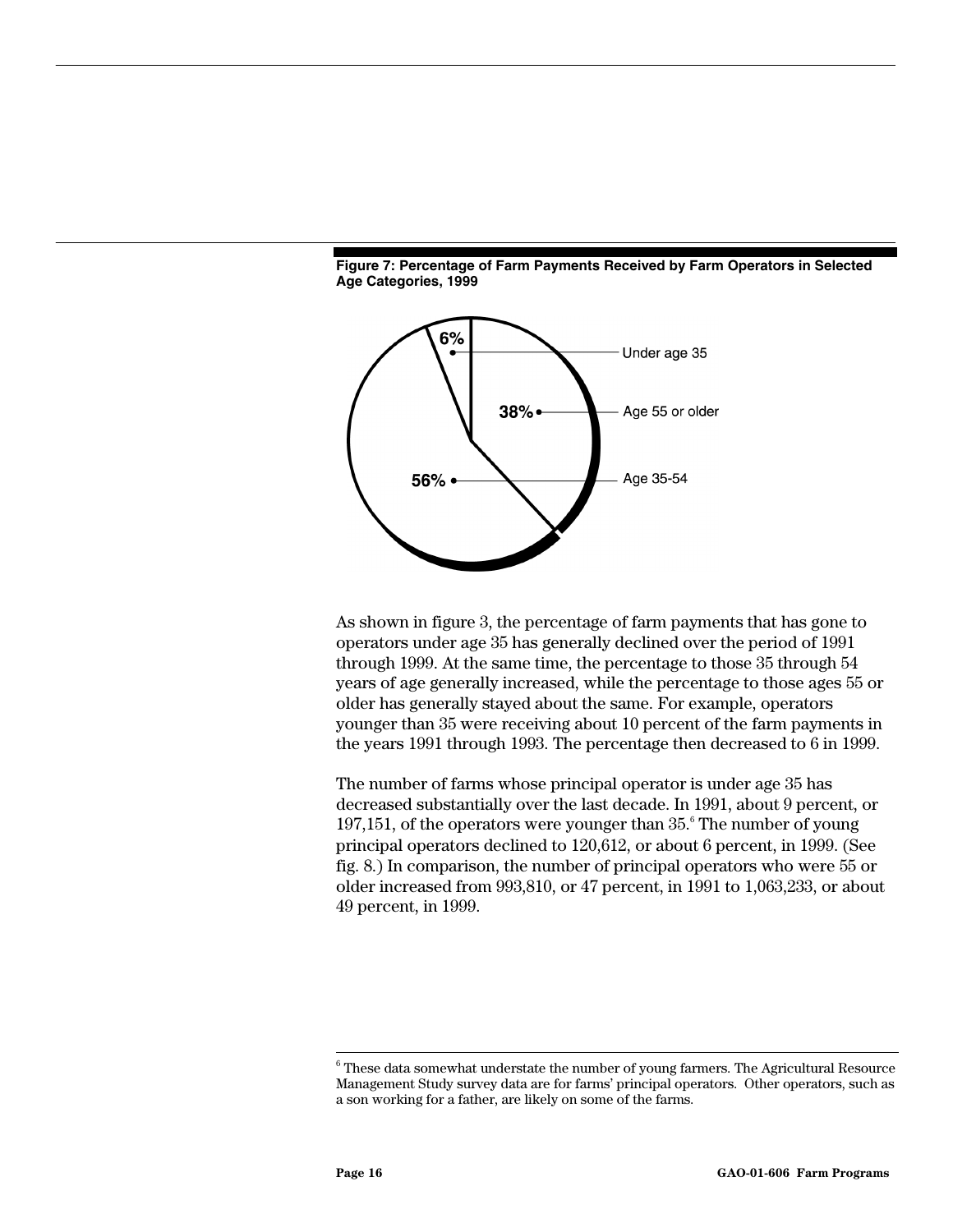**Figure 7: Percentage of Farm Payments Received by Farm Operators in Selected Age Categories, 1999**

| Age category | Percentage |
| --- | --- |
| Under age 35 | 6% |
| Age 55 or older | 38% |
| Age 35-54 | 56% |

As shown in figure 3, the percentage of farm payments that has gone to operators under age 35 has generally declined over the period of 1991 through 1999. At the same time, the percentage to those 35 through 54 years of age generally increased, while the percentage to those ages 55 or older has generally stayed about the same. For example, operators younger than 35 were receiving about 10 percent of the farm payments in the years 1991 through 1993. The percentage then decreased to 6 in 1999.

The number of farms whose principal operator is under age 35 has decreased substantially over the last decade. In 1991, about 9 percent, or 197,151, of the operators were younger than 35.[6] The number of young principal operators declined to 120,612, or about 6 percent, in 1999. (See fig. 8.) In comparison, the number of principal operators who were 55 or older increased from 993,810, or 47 percent, in 1991 to 1,063,233, or about 49 percent, in 1999.

[6] These data somewhat understate the number of young farmers. The Agricultural Resource Management Study survey data are for farms' principal operators. Other operators, such as a son working for a father, are likely on some of the farms.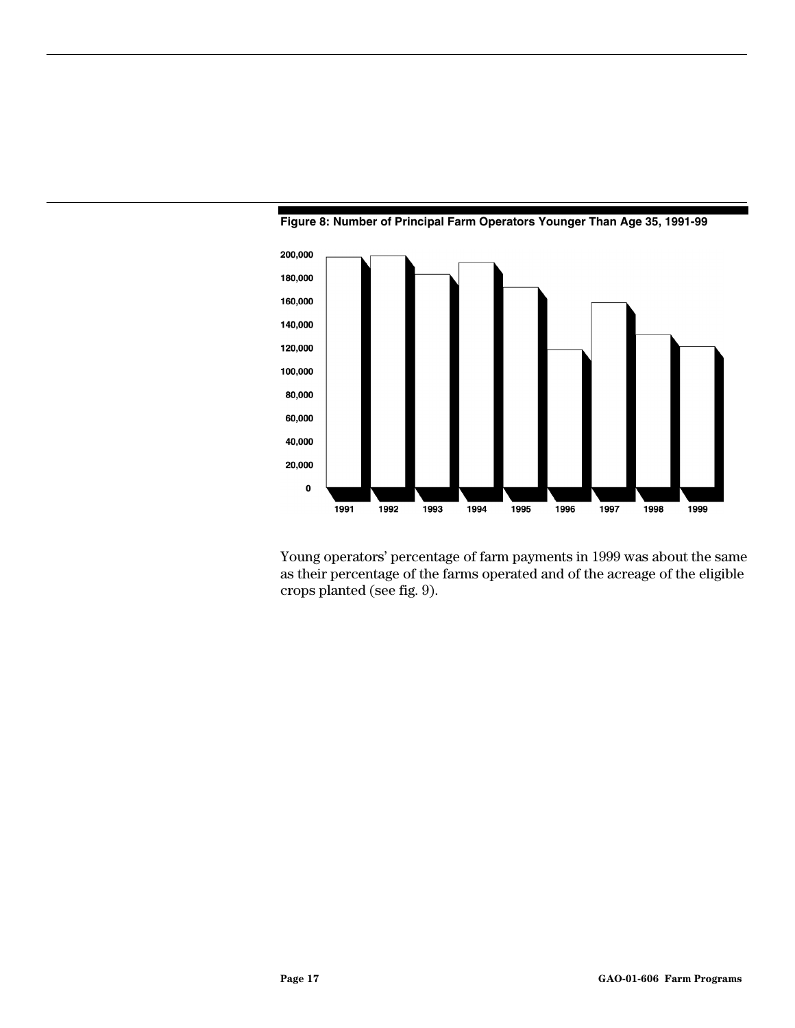**Figure 8: Number of Principal Farm Operators Younger Than Age 35, 1991-99**

Young operators' percentage of farm payments in 1999 was about the same as their percentage of the farms operated and of the acreage of the eligible crops planted (see fig. 9).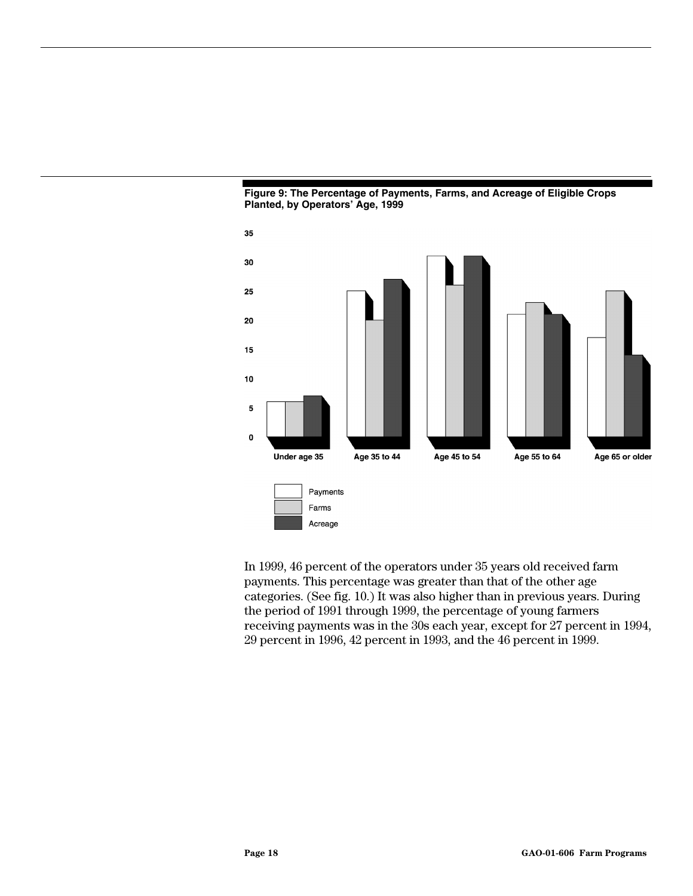**Figure 9: The Percentage of Payments, Farms, and Acreage of Eligible Crops Planted, by Operators' Age, 1999**

In 1999, 46 percent of the operators under 35 years old received farm payments. This percentage was greater than that of the other age categories. (See fig. 10.) It was also higher than in previous years. During the period of 1991 through 1999, the percentage of young farmers receiving payments was in the 30s each year, except for 27 percent in 1994, 29 percent in 1996, 42 percent in 1993, and the 46 percent in 1999.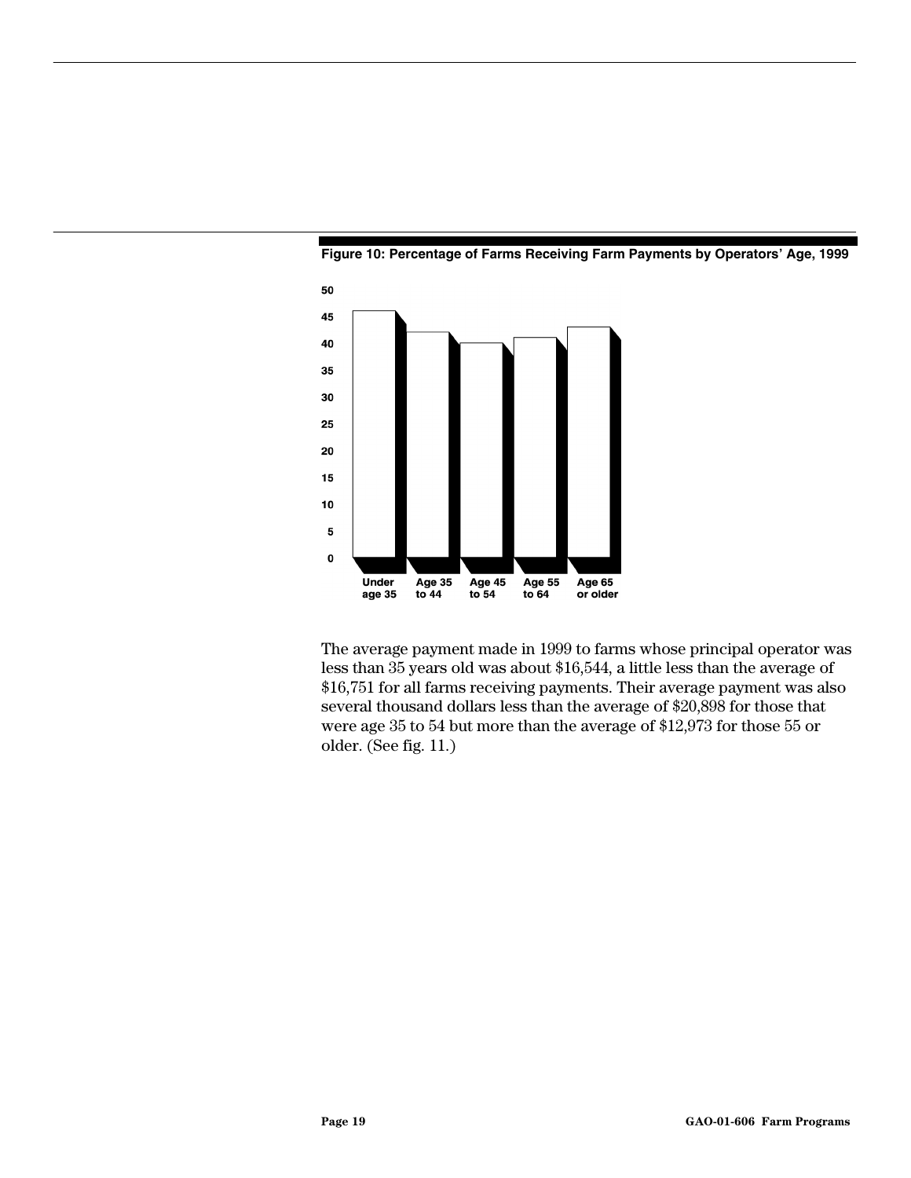**Figure 10: Percentage of Farms Receiving Farm Payments by Operators' Age, 1999**

The average payment made in 1999 to farms whose principal operator was less than 35 years old was about $16,544, a little less than the average of $16,751 for all farms receiving payments. Their average payment was also several thousand dollars less than the average of $20,898 for those that were age 35 to 54 but more than the average of $12,973 for those 55 or older. (See fig. 11.)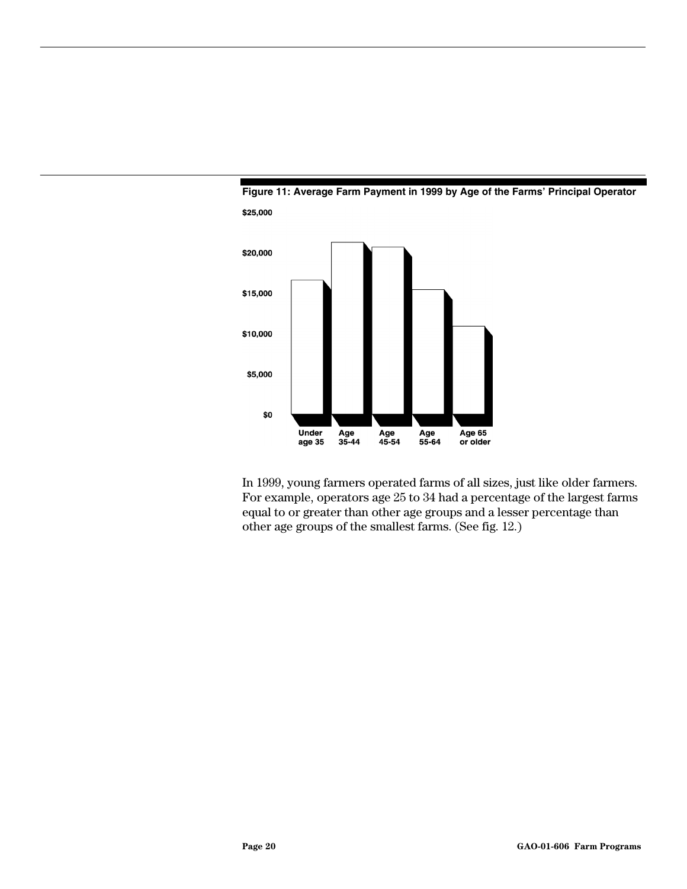**Figure 11: Average Farm Payment in 1999 by Age of the Farms' Principal Operator**

$25,000

$20,000

$15,000

$10,000

$5,000

$0

Under age 35 | Age 35-44 | Age 45-54 | Age 55-64 | Age 65 or older

In 1999, young farmers operated farms of all sizes, just like older farmers. For example, operators age 25 to 34 had a percentage of the largest farms equal to or greater than other age groups and a lesser percentage than other age groups of the smallest farms. (See fig. 12.)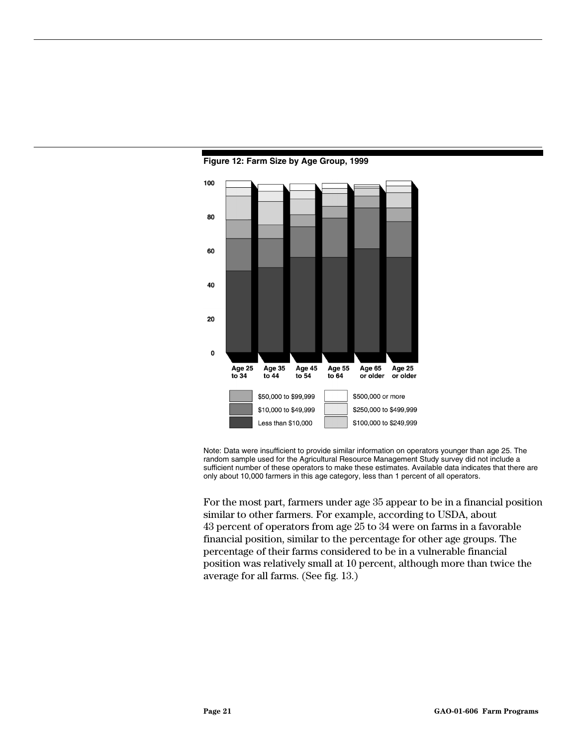**Figure 12: Farm Size by Age Group, 1999**

Note: Data were insufficient to provide similar information on operators younger than age 25. The random sample used for the Agricultural Resource Management Study survey did not include a sufficient number of these operators to make these estimates. Available data indicates that there are only about 10,000 farmers in this age category, less than 1 percent of all operators.

For the most part, farmers under age 35 appear to be in a financial position similar to other farmers. For example, according to USDA, about 43 percent of operators from age 25 to 34 were on farms in a favorable financial position, similar to the percentage for other age groups. The percentage of their farms considered to be in a vulnerable financial position was relatively small at 10 percent, although more than twice the average for all farms. (See fig. 13.)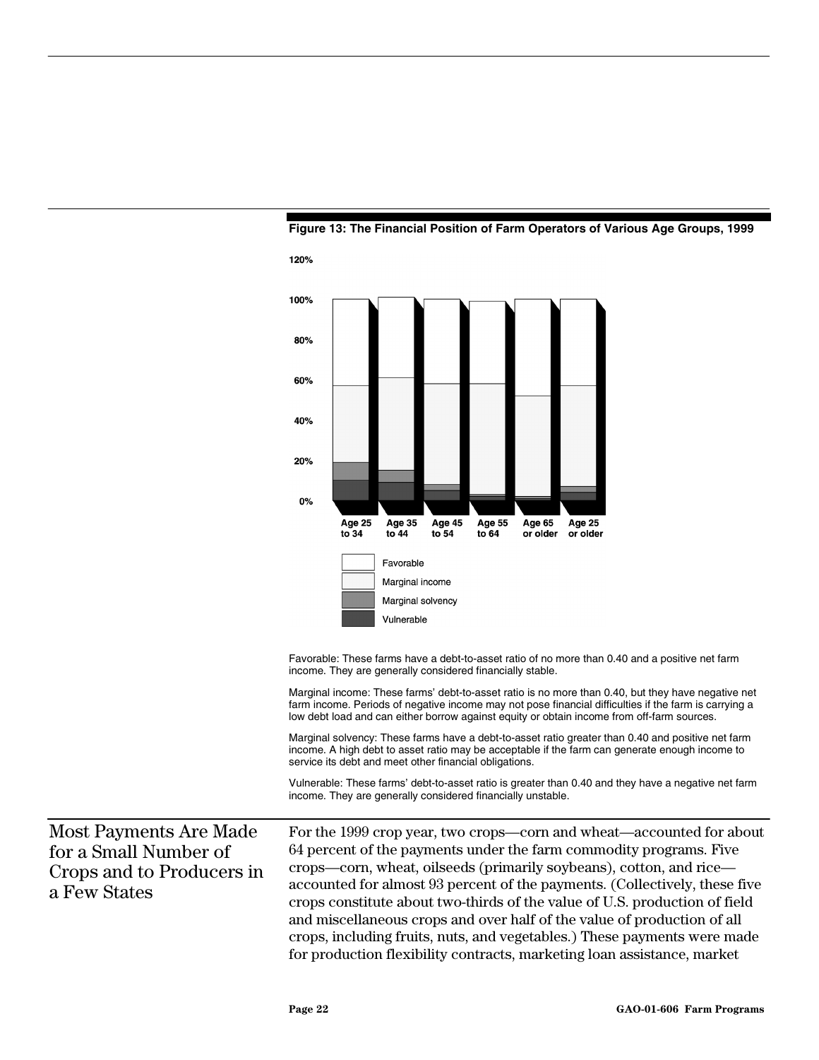**Figure 13: The Financial Position of Farm Operators of Various Age Groups, 1999**

Favorable: These farms have a debt-to-asset ratio of no more than 0.40 and a positive net farm income. They are generally considered financially stable.

Marginal income: These farms' debt-to-asset ratio is no more than 0.40, but they have negative net farm income. Periods of negative income may not pose financial difficulties if the farm is carrying a low debt load and can either borrow against equity or obtain income from off-farm sources.

Marginal solvency: These farms have a debt-to-asset ratio greater than 0.40 and positive net farm income. A high debt to asset ratio may be acceptable if the farm can generate enough income to service its debt and meet other financial obligations.

Vulnerable: These farms' debt-to-asset ratio is greater than 0.40 and they have a negative net farm income. They are generally considered financially unstable.

## Most Payments Are Made for a Small Number of Crops and to Producers in a Few States

For the 1999 crop year, two crops—corn and wheat—accounted for about 64 percent of the payments under the farm commodity programs. Five crops—corn, wheat, oilseeds (primarily soybeans), cotton, and rice—accounted for almost 93 percent of the payments. (Collectively, these five crops constitute about two-thirds of the value of U.S. production of field and miscellaneous crops and over half of the value of production of all crops, including fruits, nuts, and vegetables.) These payments were made for production flexibility contracts, marketing loan assistance, market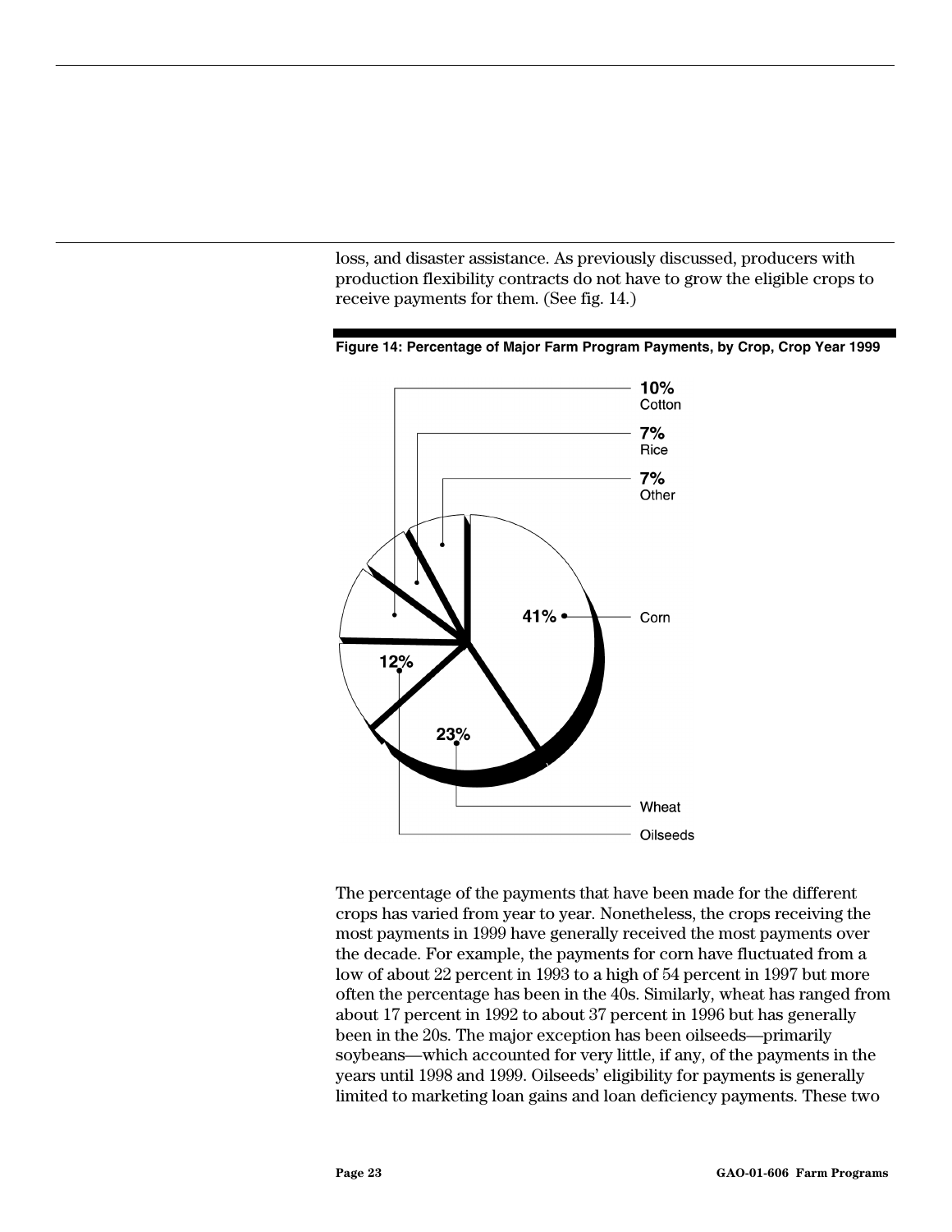loss, and disaster assistance. As previously discussed, producers with production flexibility contracts do not have to grow the eligible crops to receive payments for them. (See fig. 14.)

**Figure 14: Percentage of Major Farm Program Payments, by Crop, Crop Year 1999**

| Crop | Percentage |
| --- | --- |
| Corn | 41% |
| Wheat | 23% |
| Oilseeds | 12% |
| Cotton | 10% |
| Rice | 7% |
| Other | 7% |

The percentage of the payments that have been made for the different crops has varied from year to year. Nonetheless, the crops receiving the most payments in 1999 have generally received the most payments over the decade. For example, the payments for corn have fluctuated from a low of about 22 percent in 1993 to a high of 54 percent in 1997 but more often the percentage has been in the 40s. Similarly, wheat has ranged from about 17 percent in 1992 to about 37 percent in 1996 but has generally been in the 20s. The major exception has been oilseeds—primarily soybeans—which accounted for very little, if any, of the payments in the years until 1998 and 1999. Oilseeds' eligibility for payments is generally limited to marketing loan gains and loan deficiency payments. These two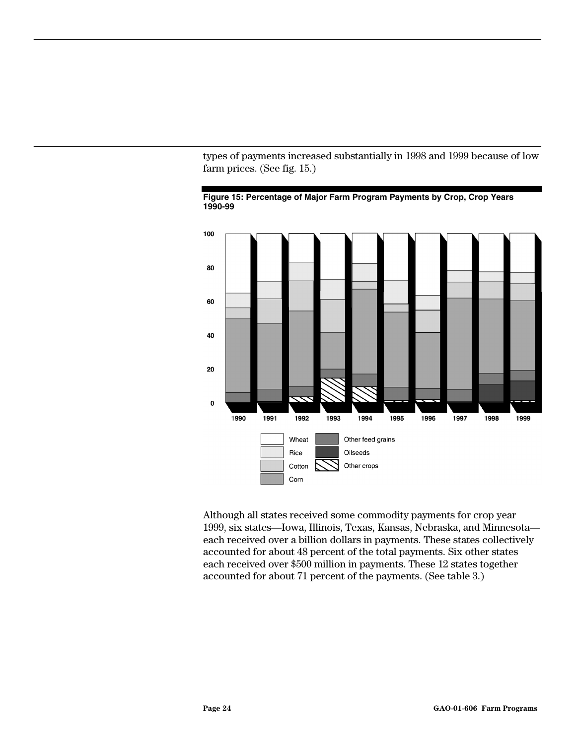types of payments increased substantially in 1998 and 1999 because of low farm prices. (See fig. 15.)

**Figure 15: Percentage of Major Farm Program Payments by Crop, Crop Years 1990-99**

Although all states received some commodity payments for crop year 1999, six states—Iowa, Illinois, Texas, Kansas, Nebraska, and Minnesota—each received over a billion dollars in payments. These states collectively accounted for about 48 percent of the total payments. Six other states each received over $500 million in payments. These 12 states together accounted for about 71 percent of the payments. (See table 3.)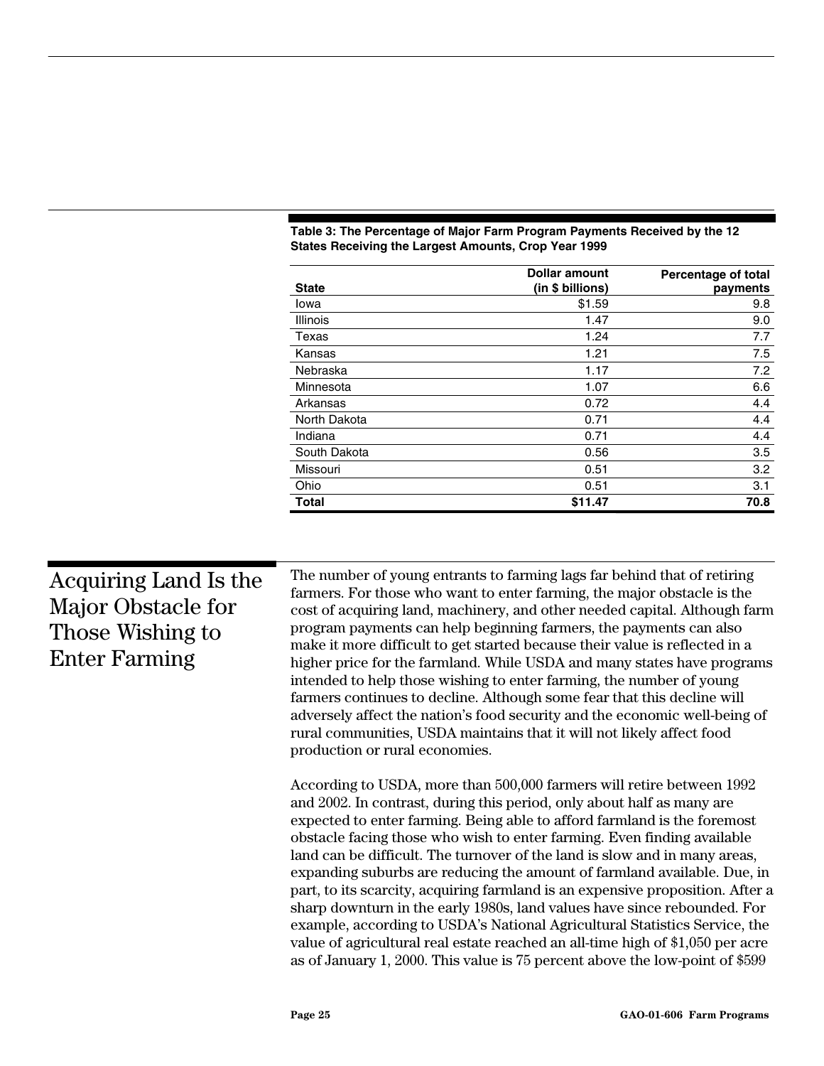**Table 3: The Percentage of Major Farm Program Payments Received by the 12 States Receiving the Largest Amounts, Crop Year 1999**

| State | Dollar amount (in $ billions) | Percentage of total payments |
|---|---:|---:|
| Iowa | $1.59 | 9.8 |
| Illinois | 1.47 | 9.0 |
| Texas | 1.24 | 7.7 |
| Kansas | 1.21 | 7.5 |
| Nebraska | 1.17 | 7.2 |
| Minnesota | 1.07 | 6.6 |
| Arkansas | 0.72 | 4.4 |
| North Dakota | 0.71 | 4.4 |
| Indiana | 0.71 | 4.4 |
| South Dakota | 0.56 | 3.5 |
| Missouri | 0.51 | 3.2 |
| Ohio | 0.51 | 3.1 |
| **Total** | **$11.47** | **70.8** |

## Acquiring Land Is the Major Obstacle for Those Wishing to Enter Farming

The number of young entrants to farming lags far behind that of retiring farmers. For those who want to enter farming, the major obstacle is the cost of acquiring land, machinery, and other needed capital. Although farm program payments can help beginning farmers, the payments can also make it more difficult to get started because their value is reflected in a higher price for the farmland. While USDA and many states have programs intended to help those wishing to enter farming, the number of young farmers continues to decline. Although some fear that this decline will adversely affect the nation's food security and the economic well-being of rural communities, USDA maintains that it will not likely affect food production or rural economies.

According to USDA, more than 500,000 farmers will retire between 1992 and 2002. In contrast, during this period, only about half as many are expected to enter farming. Being able to afford farmland is the foremost obstacle facing those who wish to enter farming. Even finding available land can be difficult. The turnover of the land is slow and in many areas, expanding suburbs are reducing the amount of farmland available. Due, in part, to its scarcity, acquiring farmland is an expensive proposition. After a sharp downturn in the early 1980s, land values have since rebounded. For example, according to USDA's National Agricultural Statistics Service, the value of agricultural real estate reached an all-time high of $1,050 per acre as of January 1, 2000. This value is 75 percent above the low-point of $599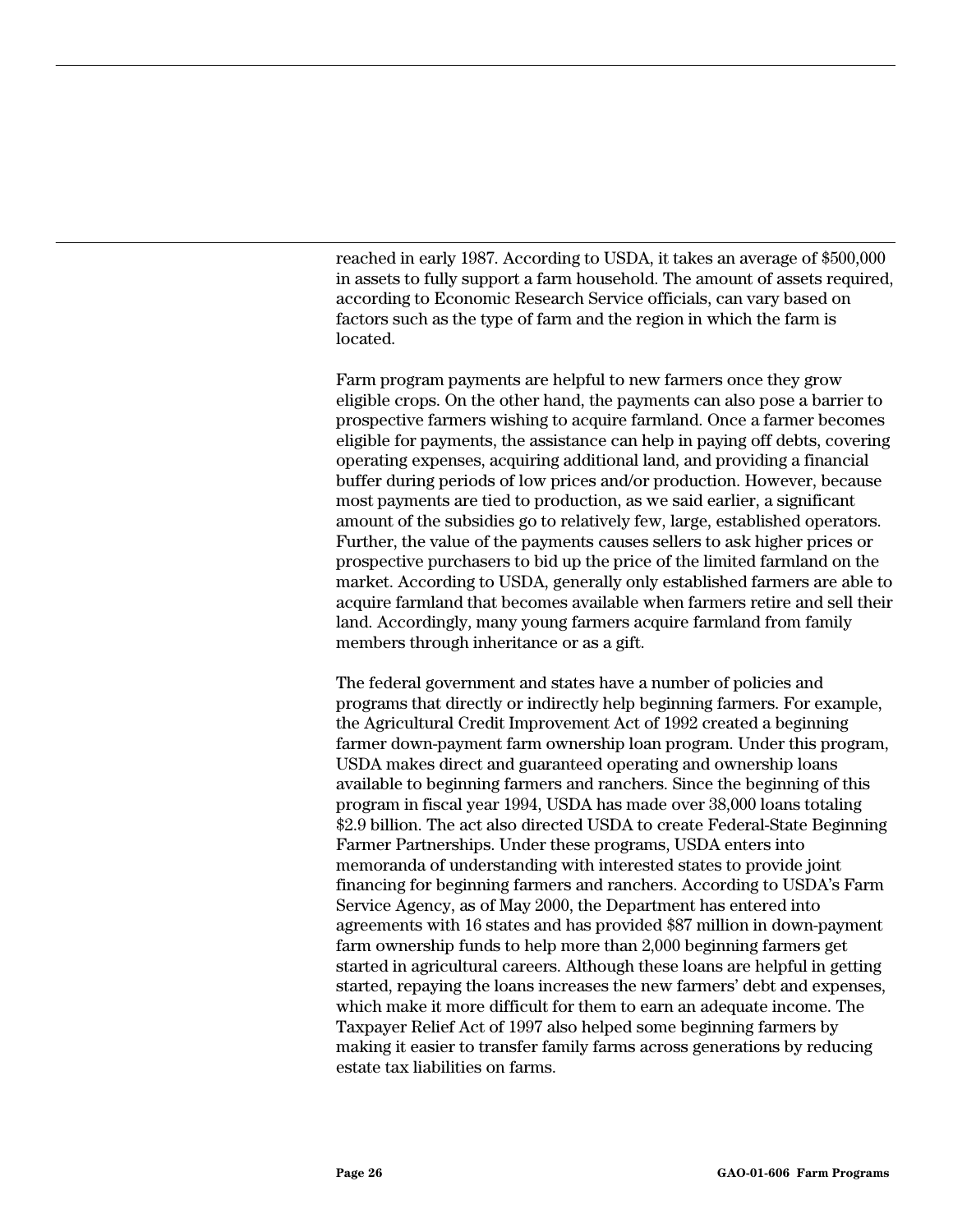reached in early 1987. According to USDA, it takes an average of $500,000 in assets to fully support a farm household. The amount of assets required, according to Economic Research Service officials, can vary based on factors such as the type of farm and the region in which the farm is located.

Farm program payments are helpful to new farmers once they grow eligible crops. On the other hand, the payments can also pose a barrier to prospective farmers wishing to acquire farmland. Once a farmer becomes eligible for payments, the assistance can help in paying off debts, covering operating expenses, acquiring additional land, and providing a financial buffer during periods of low prices and/or production. However, because most payments are tied to production, as we said earlier, a significant amount of the subsidies go to relatively few, large, established operators. Further, the value of the payments causes sellers to ask higher prices or prospective purchasers to bid up the price of the limited farmland on the market. According to USDA, generally only established farmers are able to acquire farmland that becomes available when farmers retire and sell their land. Accordingly, many young farmers acquire farmland from family members through inheritance or as a gift.

The federal government and states have a number of policies and programs that directly or indirectly help beginning farmers. For example, the Agricultural Credit Improvement Act of 1992 created a beginning farmer down-payment farm ownership loan program. Under this program, USDA makes direct and guaranteed operating and ownership loans available to beginning farmers and ranchers. Since the beginning of this program in fiscal year 1994, USDA has made over 38,000 loans totaling $2.9 billion. The act also directed USDA to create Federal-State Beginning Farmer Partnerships. Under these programs, USDA enters into memoranda of understanding with interested states to provide joint financing for beginning farmers and ranchers. According to USDA's Farm Service Agency, as of May 2000, the Department has entered into agreements with 16 states and has provided $87 million in down-payment farm ownership funds to help more than 2,000 beginning farmers get started in agricultural careers. Although these loans are helpful in getting started, repaying the loans increases the new farmers' debt and expenses, which make it more difficult for them to earn an adequate income. The Taxpayer Relief Act of 1997 also helped some beginning farmers by making it easier to transfer family farms across generations by reducing estate tax liabilities on farms.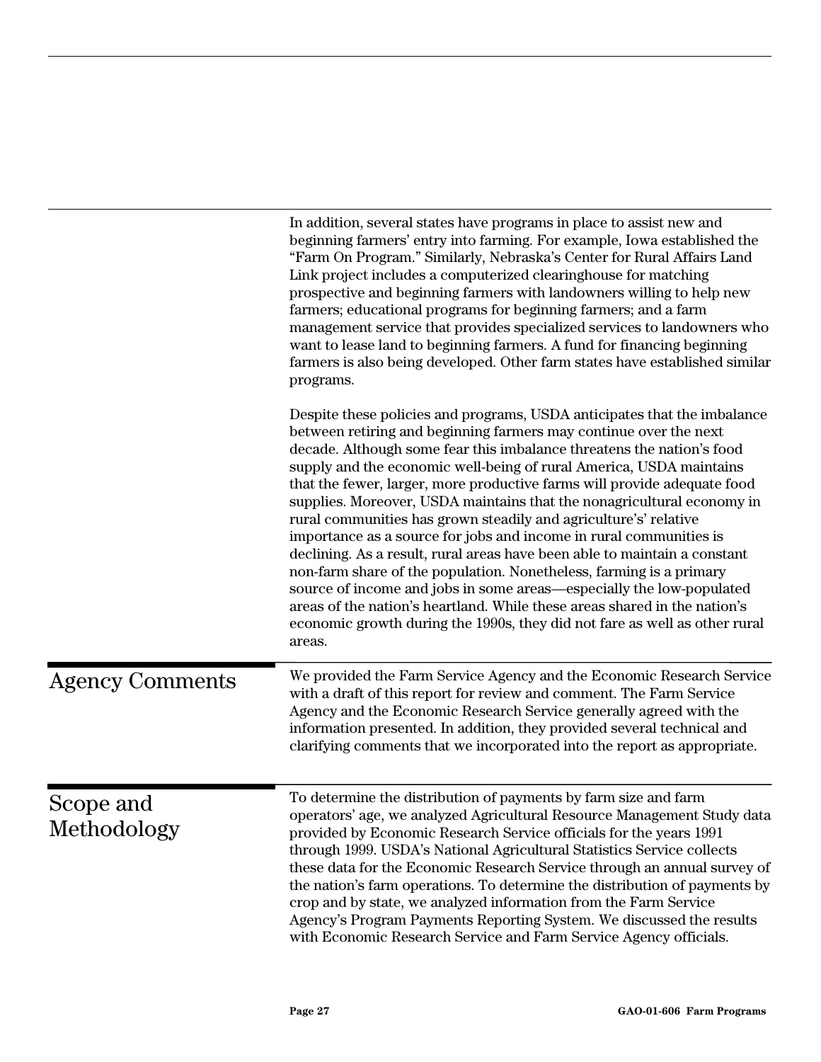In addition, several states have programs in place to assist new and beginning farmers' entry into farming. For example, Iowa established the "Farm On Program." Similarly, Nebraska's Center for Rural Affairs Land Link project includes a computerized clearinghouse for matching prospective and beginning farmers with landowners willing to help new farmers; educational programs for beginning farmers; and a farm management service that provides specialized services to landowners who want to lease land to beginning farmers. A fund for financing beginning farmers is also being developed. Other farm states have established similar programs.

Despite these policies and programs, USDA anticipates that the imbalance between retiring and beginning farmers may continue over the next decade. Although some fear this imbalance threatens the nation's food supply and the economic well-being of rural America, USDA maintains that the fewer, larger, more productive farms will provide adequate food supplies. Moreover, USDA maintains that the nonagricultural economy in rural communities has grown steadily and agriculture's relative importance as a source for jobs and income in rural communities is declining. As a result, rural areas have been able to maintain a constant non-farm share of the population. Nonetheless, farming is a primary source of income and jobs in some areas—especially the low-populated areas of the nation's heartland. While these areas shared in the nation's economic growth during the 1990s, they did not fare as well as other rural areas.

## Agency Comments

We provided the Farm Service Agency and the Economic Research Service with a draft of this report for review and comment. The Farm Service Agency and the Economic Research Service generally agreed with the information presented. In addition, they provided several technical and clarifying comments that we incorporated into the report as appropriate.

## Scope and Methodology

To determine the distribution of payments by farm size and farm operators' age, we analyzed Agricultural Resource Management Study data provided by Economic Research Service officials for the years 1991 through 1999. USDA's National Agricultural Statistics Service collects these data for the Economic Research Service through an annual survey of the nation's farm operations. To determine the distribution of payments by crop and by state, we analyzed information from the Farm Service Agency's Program Payments Reporting System. We discussed the results with Economic Research Service and Farm Service Agency officials.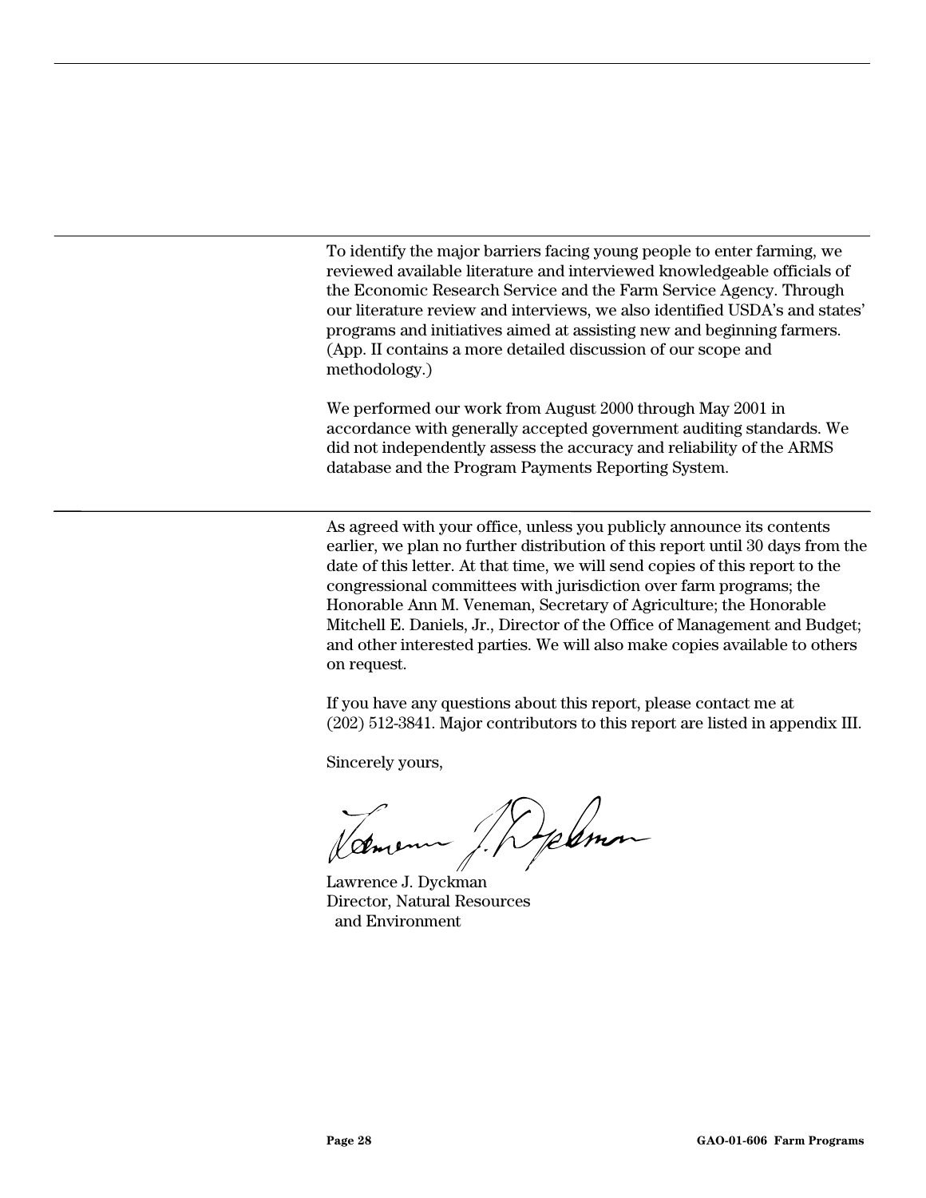To identify the major barriers facing young people to enter farming, we reviewed available literature and interviewed knowledgeable officials of the Economic Research Service and the Farm Service Agency. Through our literature review and interviews, we also identified USDA's and states' programs and initiatives aimed at assisting new and beginning farmers. (App. II contains a more detailed discussion of our scope and methodology.)

We performed our work from August 2000 through May 2001 in accordance with generally accepted government auditing standards. We did not independently assess the accuracy and reliability of the ARMS database and the Program Payments Reporting System.

As agreed with your office, unless you publicly announce its contents earlier, we plan no further distribution of this report until 30 days from the date of this letter. At that time, we will send copies of this report to the congressional committees with jurisdiction over farm programs; the Honorable Ann M. Veneman, Secretary of Agriculture; the Honorable Mitchell E. Daniels, Jr., Director of the Office of Management and Budget; and other interested parties. We will also make copies available to others on request.

If you have any questions about this report, please contact me at (202) 512-3841. Major contributors to this report are listed in appendix III.

Sincerely yours,

Lawrence J. Dyckman
Director, Natural Resources
and Environment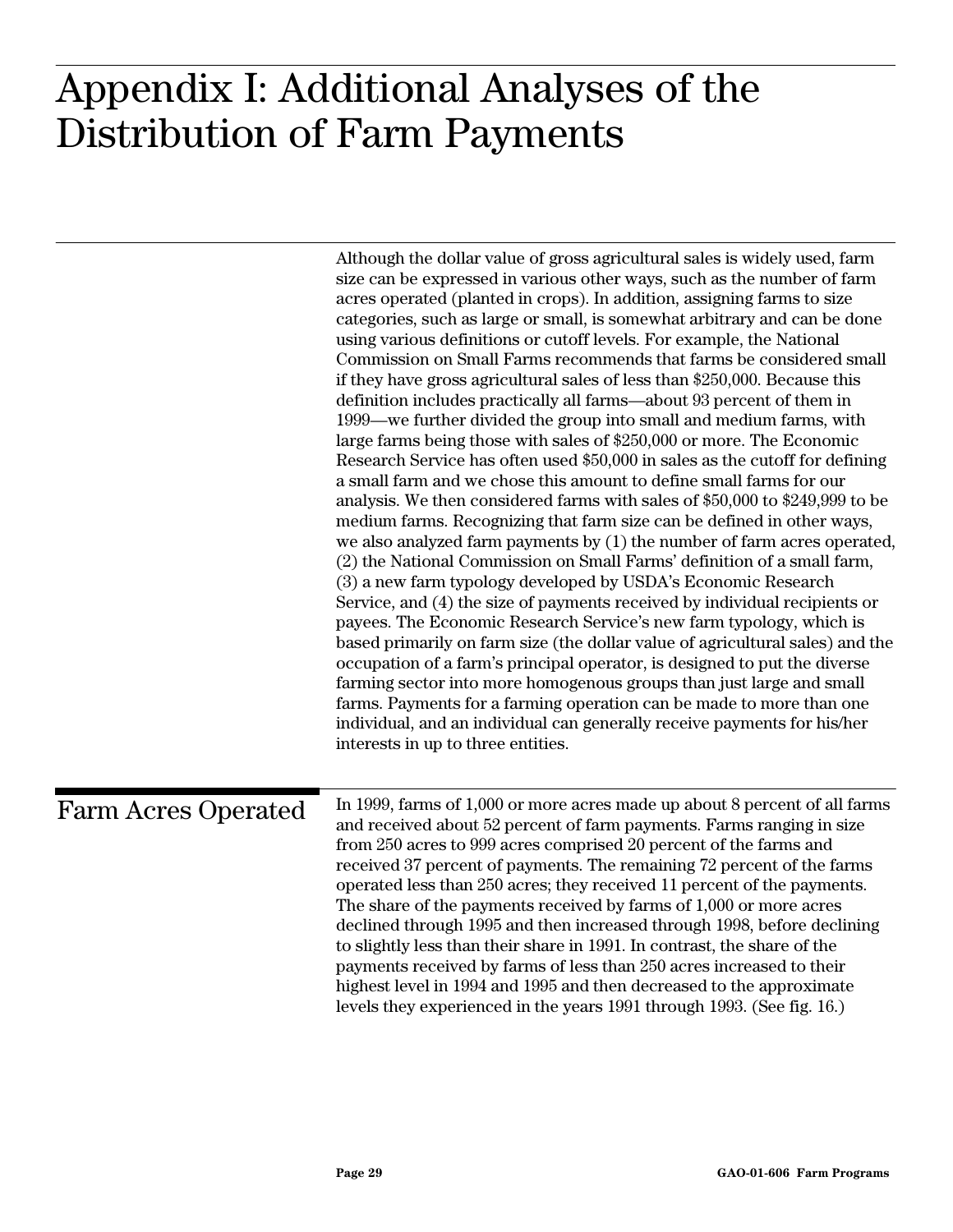# Appendix I: Additional Analyses of the Distribution of Farm Payments

Although the dollar value of gross agricultural sales is widely used, farm size can be expressed in various other ways, such as the number of farm acres operated (planted in crops). In addition, assigning farms to size categories, such as large or small, is somewhat arbitrary and can be done using various definitions or cutoff levels. For example, the National Commission on Small Farms recommends that farms be considered small if they have gross agricultural sales of less than $250,000. Because this definition includes practically all farms—about 93 percent of them in 1999—we further divided the group into small and medium farms, with large farms being those with sales of $250,000 or more. The Economic Research Service has often used $50,000 in sales as the cutoff for defining a small farm and we chose this amount to define small farms for our analysis. We then considered farms with sales of $50,000 to $249,999 to be medium farms. Recognizing that farm size can be defined in other ways, we also analyzed farm payments by (1) the number of farm acres operated, (2) the National Commission on Small Farms' definition of a small farm, (3) a new farm typology developed by USDA's Economic Research Service, and (4) the size of payments received by individual recipients or payees. The Economic Research Service's new farm typology, which is based primarily on farm size (the dollar value of agricultural sales) and the occupation of a farm's principal operator, is designed to put the diverse farming sector into more homogenous groups than just large and small farms. Payments for a farming operation can be made to more than one individual, and an individual can generally receive payments for his/her interests in up to three entities.

## Farm Acres Operated

In 1999, farms of 1,000 or more acres made up about 8 percent of all farms and received about 52 percent of farm payments. Farms ranging in size from 250 acres to 999 acres comprised 20 percent of the farms and received 37 percent of payments. The remaining 72 percent of the farms operated less than 250 acres; they received 11 percent of the payments. The share of the payments received by farms of 1,000 or more acres declined through 1995 and then increased through 1998, before declining to slightly less than their share in 1991. In contrast, the share of the payments received by farms of less than 250 acres increased to their highest level in 1994 and 1995 and then decreased to the approximate levels they experienced in the years 1991 through 1993. (See fig. 16.)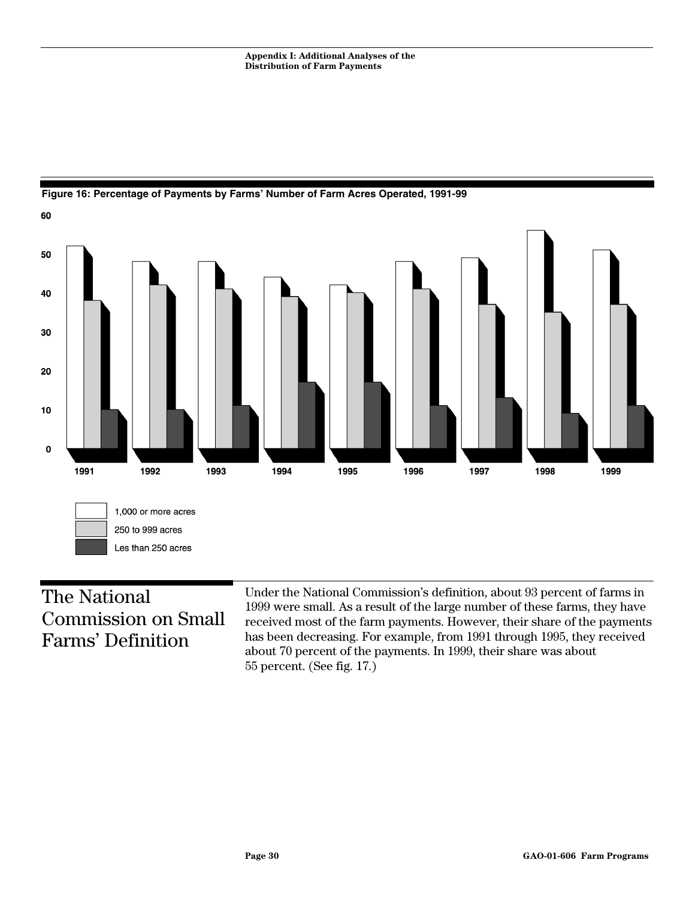**Figure 16: Percentage of Payments by Farms' Number of Farm Acres Operated, 1991-99**

| Year | 1,000 or more acres | 250 to 999 acres | Les than 250 acres |
|---|---|---|---|
| 1991 | 52 | 38 | 10 |
| 1992 | 48 | 42 | 10 |
| 1993 | 48 | 41 | 11 |
| 1994 | 44 | 39 | 17 |
| 1995 | 42 | 40 | 17 |
| 1996 | 48 | 41 | 11 |
| 1997 | 49 | 37 | 13 |
| 1998 | 56 | 35 | 9 |
| 1999 | 51 | 37 | 11 |

## The National Commission on Small Farms' Definition

Under the National Commission's definition, about 93 percent of farms in 1999 were small. As a result of the large number of these farms, they have received most of the farm payments. However, their share of the payments has been decreasing. For example, from 1991 through 1995, they received about 70 percent of the payments. In 1999, their share was about 55 percent. (See fig. 17.)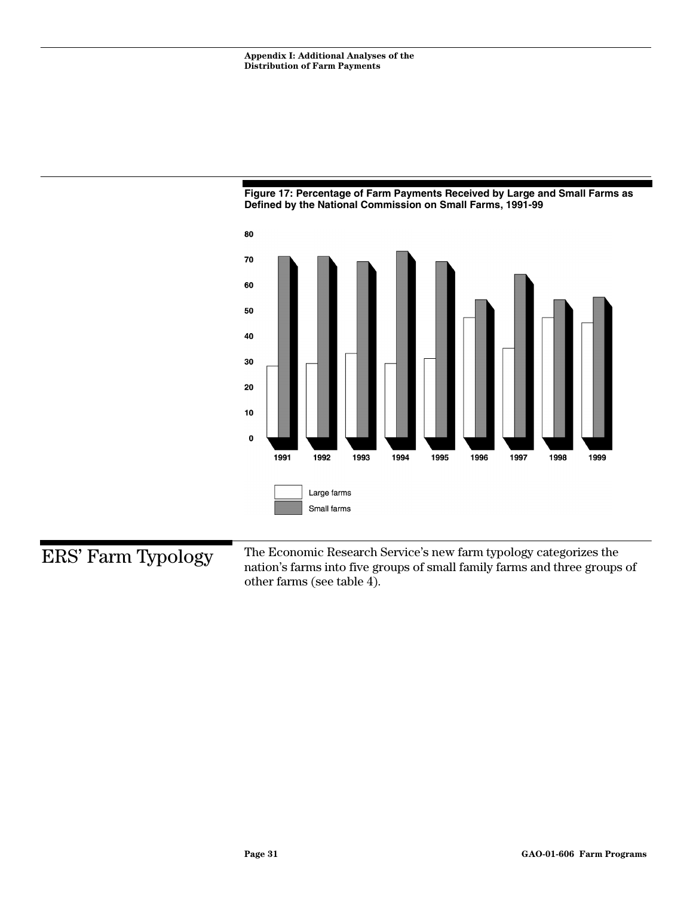**Figure 17: Percentage of Farm Payments Received by Large and Small Farms as Defined by the National Commission on Small Farms, 1991-99**

## ERS' Farm Typology

The Economic Research Service's new farm typology categorizes the nation's farms into five groups of small family farms and three groups of other farms (see table 4).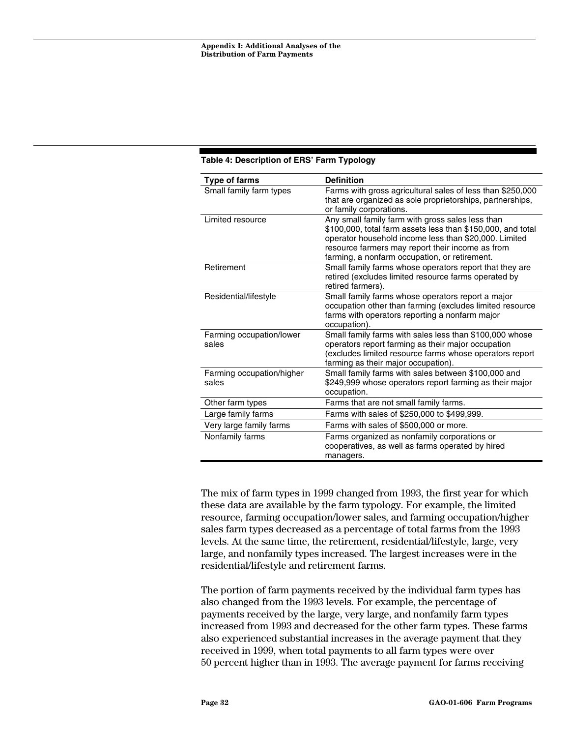**Table 4: Description of ERS' Farm Typology**

| Type of farms | Definition |
|---|---|
| Small family farm types | Farms with gross agricultural sales of less than $250,000 that are organized as sole proprietorships, partnerships, or family corporations. |
| Limited resource | Any small family farm with gross sales less than $100,000, total farm assets less than $150,000, and total operator household income less than $20,000. Limited resource farmers may report their income as from farming, a nonfarm occupation, or retirement. |
| Retirement | Small family farms whose operators report that they are retired (excludes limited resource farms operated by retired farmers). |
| Residential/lifestyle | Small family farms whose operators report a major occupation other than farming (excludes limited resource farms with operators reporting a nonfarm major occupation). |
| Farming occupation/lower sales | Small family farms with sales less than $100,000 whose operators report farming as their major occupation (excludes limited resource farms whose operators report farming as their major occupation). |
| Farming occupation/higher sales | Small family farms with sales between $100,000 and $249,999 whose operators report farming as their major occupation. |
| Other farm types | Farms that are not small family farms. |
| Large family farms | Farms with sales of $250,000 to $499,999. |
| Very large family farms | Farms with sales of $500,000 or more. |
| Nonfamily farms | Farms organized as nonfamily corporations or cooperatives, as well as farms operated by hired managers. |

The mix of farm types in 1999 changed from 1993, the first year for which these data are available by the farm typology. For example, the limited resource, farming occupation/lower sales, and farming occupation/higher sales farm types decreased as a percentage of total farms from the 1993 levels. At the same time, the retirement, residential/lifestyle, large, very large, and nonfamily types increased. The largest increases were in the residential/lifestyle and retirement farms.

The portion of farm payments received by the individual farm types has also changed from the 1993 levels. For example, the percentage of payments received by the large, very large, and nonfamily farm types increased from 1993 and decreased for the other farm types. These farms also experienced substantial increases in the average payment that they received in 1999, when total payments to all farm types were over 50 percent higher than in 1993. The average payment for farms receiving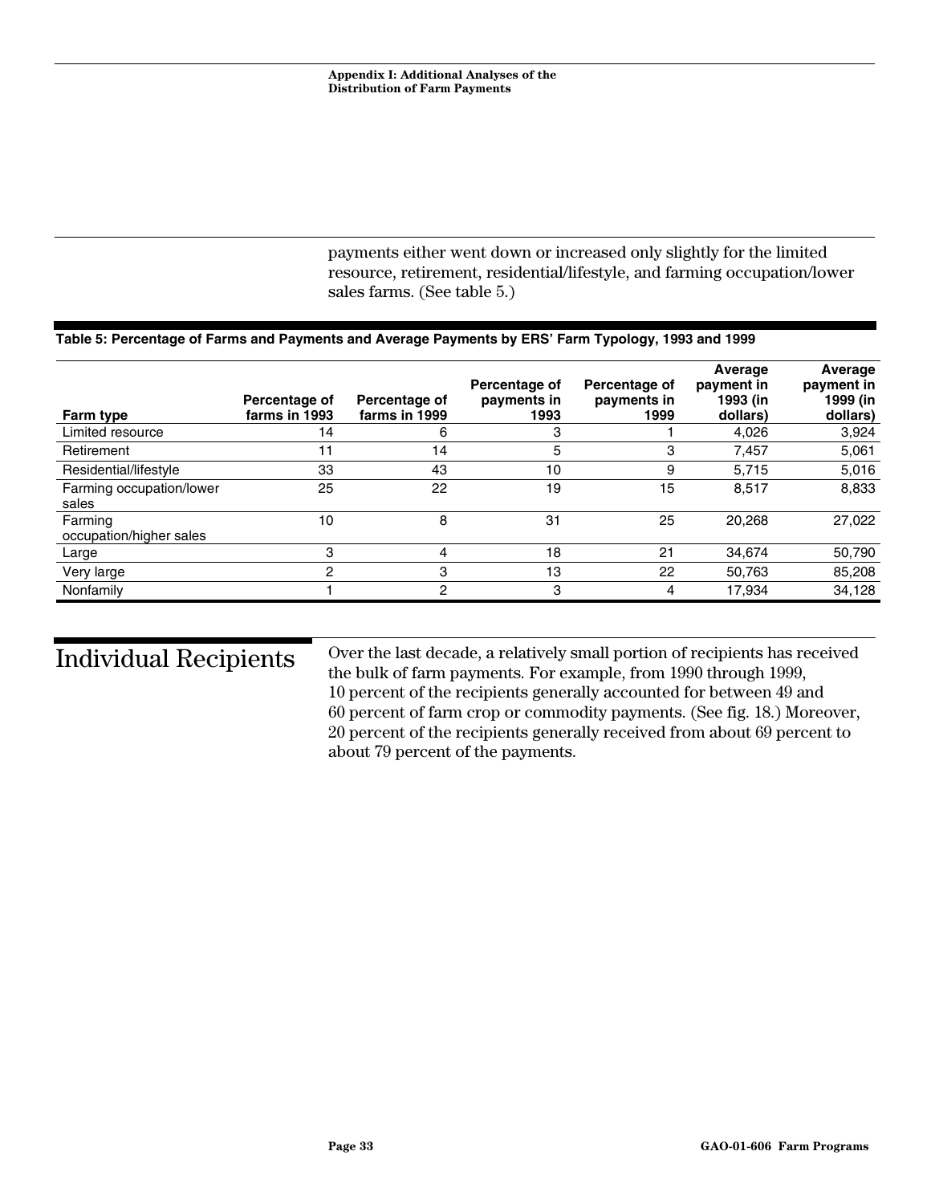payments either went down or increased only slightly for the limited resource, retirement, residential/lifestyle, and farming occupation/lower sales farms. (See table 5.)

**Table 5: Percentage of Farms and Payments and Average Payments by ERS' Farm Typology, 1993 and 1999**

| Farm type | Percentage of farms in 1993 | Percentage of farms in 1999 | Percentage of payments in 1993 | Percentage of payments in 1999 | Average payment in 1993 (in dollars) | Average payment in 1999 (in dollars) |
|---|---|---|---|---|---|---|
| Limited resource | 14 | 6 | 3 | 1 | 4,026 | 3,924 |
| Retirement | 11 | 14 | 5 | 3 | 7,457 | 5,061 |
| Residential/lifestyle | 33 | 43 | 10 | 9 | 5,715 | 5,016 |
| Farming occupation/lower sales | 25 | 22 | 19 | 15 | 8,517 | 8,833 |
| Farming occupation/higher sales | 10 | 8 | 31 | 25 | 20,268 | 27,022 |
| Large | 3 | 4 | 18 | 21 | 34,674 | 50,790 |
| Very large | 2 | 3 | 13 | 22 | 50,763 | 85,208 |
| Nonfamily | 1 | 2 | 3 | 4 | 17,934 | 34,128 |

## Individual Recipients

Over the last decade, a relatively small portion of recipients has received the bulk of farm payments. For example, from 1990 through 1999, 10 percent of the recipients generally accounted for between 49 and 60 percent of farm crop or commodity payments. (See fig. 18.) Moreover, 20 percent of the recipients generally received from about 69 percent to about 79 percent of the payments.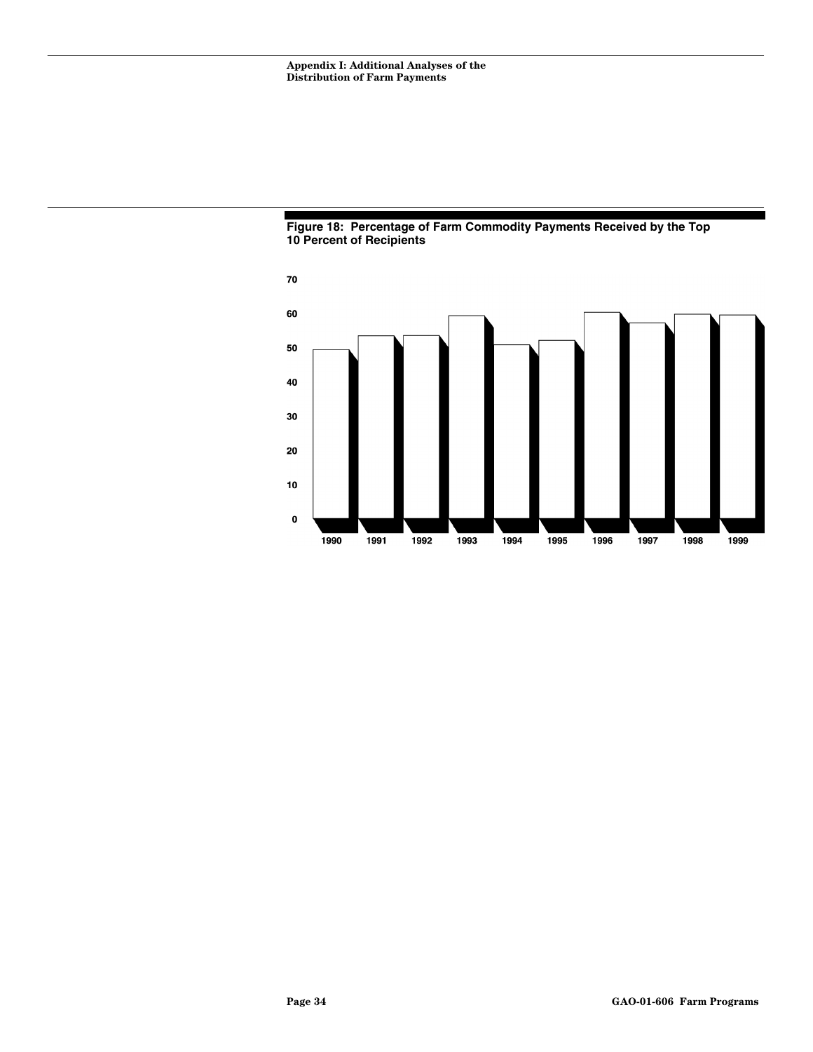Figure 18: Percentage of Farm Commodity Payments Received by the Top 10 Percent of Recipients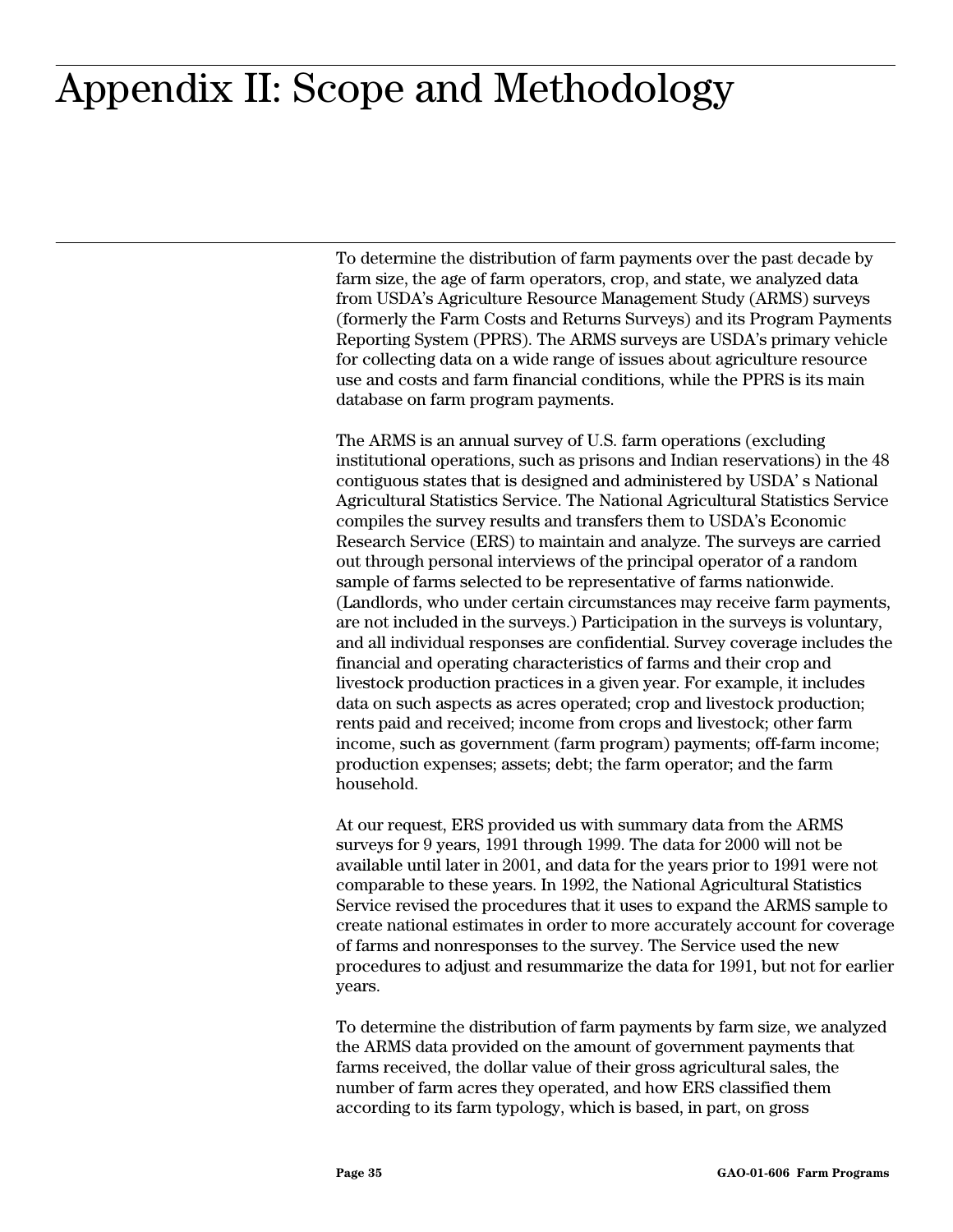# Appendix II: Scope and Methodology

To determine the distribution of farm payments over the past decade by farm size, the age of farm operators, crop, and state, we analyzed data from USDA's Agriculture Resource Management Study (ARMS) surveys (formerly the Farm Costs and Returns Surveys) and its Program Payments Reporting System (PPRS). The ARMS surveys are USDA's primary vehicle for collecting data on a wide range of issues about agriculture resource use and costs and farm financial conditions, while the PPRS is its main database on farm program payments.

The ARMS is an annual survey of U.S. farm operations (excluding institutional operations, such as prisons and Indian reservations) in the 48 contiguous states that is designed and administered by USDA' s National Agricultural Statistics Service. The National Agricultural Statistics Service compiles the survey results and transfers them to USDA's Economic Research Service (ERS) to maintain and analyze. The surveys are carried out through personal interviews of the principal operator of a random sample of farms selected to be representative of farms nationwide. (Landlords, who under certain circumstances may receive farm payments, are not included in the surveys.) Participation in the surveys is voluntary, and all individual responses are confidential. Survey coverage includes the financial and operating characteristics of farms and their crop and livestock production practices in a given year. For example, it includes data on such aspects as acres operated; crop and livestock production; rents paid and received; income from crops and livestock; other farm income, such as government (farm program) payments; off-farm income; production expenses; assets; debt; the farm operator; and the farm household.

At our request, ERS provided us with summary data from the ARMS surveys for 9 years, 1991 through 1999. The data for 2000 will not be available until later in 2001, and data for the years prior to 1991 were not comparable to these years. In 1992, the National Agricultural Statistics Service revised the procedures that it uses to expand the ARMS sample to create national estimates in order to more accurately account for coverage of farms and nonresponses to the survey. The Service used the new procedures to adjust and resummarize the data for 1991, but not for earlier years.

To determine the distribution of farm payments by farm size, we analyzed the ARMS data provided on the amount of government payments that farms received, the dollar value of their gross agricultural sales, the number of farm acres they operated, and how ERS classified them according to its farm typology, which is based, in part, on gross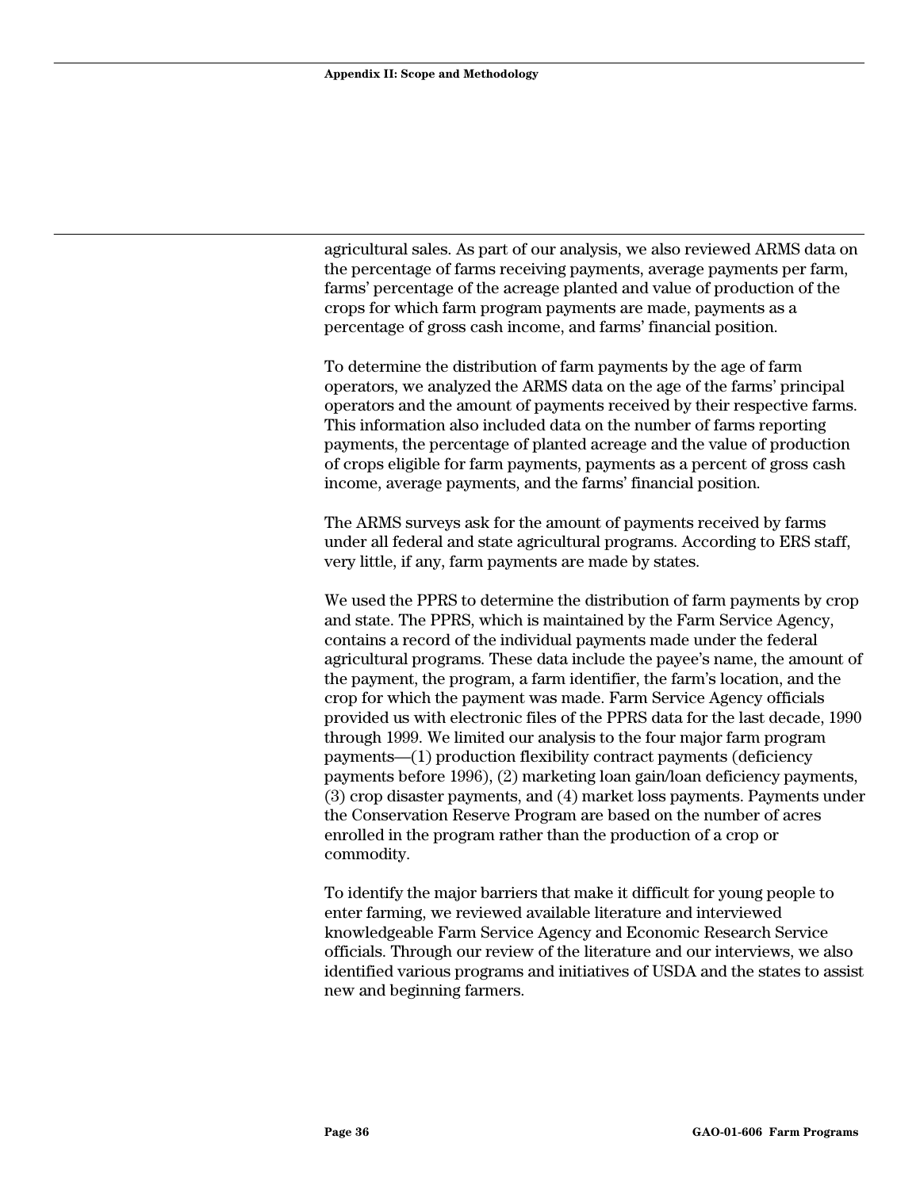agricultural sales. As part of our analysis, we also reviewed ARMS data on the percentage of farms receiving payments, average payments per farm, farms' percentage of the acreage planted and value of production of the crops for which farm program payments are made, payments as a percentage of gross cash income, and farms' financial position.

To determine the distribution of farm payments by the age of farm operators, we analyzed the ARMS data on the age of the farms' principal operators and the amount of payments received by their respective farms. This information also included data on the number of farms reporting payments, the percentage of planted acreage and the value of production of crops eligible for farm payments, payments as a percent of gross cash income, average payments, and the farms' financial position.

The ARMS surveys ask for the amount of payments received by farms under all federal and state agricultural programs. According to ERS staff, very little, if any, farm payments are made by states.

We used the PPRS to determine the distribution of farm payments by crop and state. The PPRS, which is maintained by the Farm Service Agency, contains a record of the individual payments made under the federal agricultural programs. These data include the payee's name, the amount of the payment, the program, a farm identifier, the farm's location, and the crop for which the payment was made. Farm Service Agency officials provided us with electronic files of the PPRS data for the last decade, 1990 through 1999. We limited our analysis to the four major farm program payments—(1) production flexibility contract payments (deficiency payments before 1996), (2) marketing loan gain/loan deficiency payments, (3) crop disaster payments, and (4) market loss payments. Payments under the Conservation Reserve Program are based on the number of acres enrolled in the program rather than the production of a crop or commodity.

To identify the major barriers that make it difficult for young people to enter farming, we reviewed available literature and interviewed knowledgeable Farm Service Agency and Economic Research Service officials. Through our review of the literature and our interviews, we also identified various programs and initiatives of USDA and the states to assist new and beginning farmers.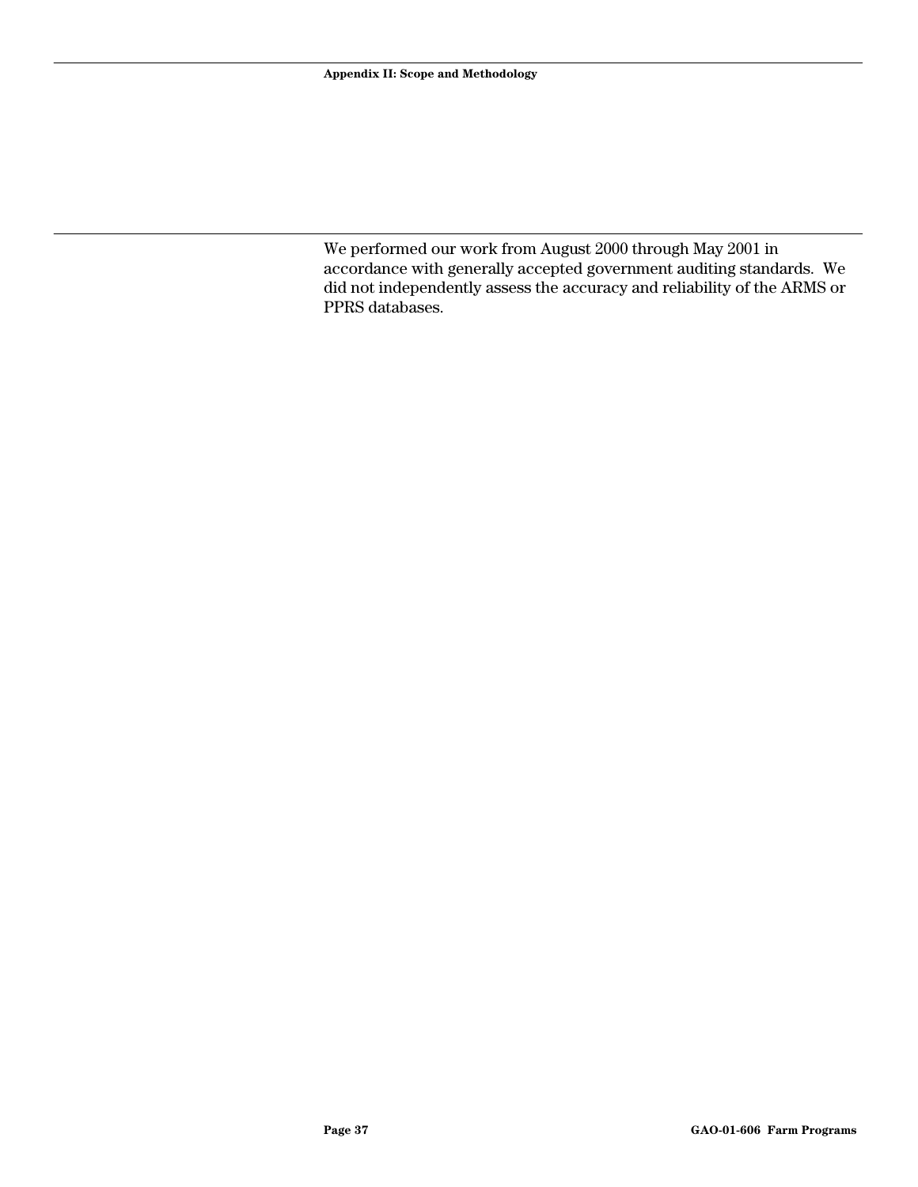We performed our work from August 2000 through May 2001 in accordance with generally accepted government auditing standards. We did not independently assess the accuracy and reliability of the ARMS or PPRS databases.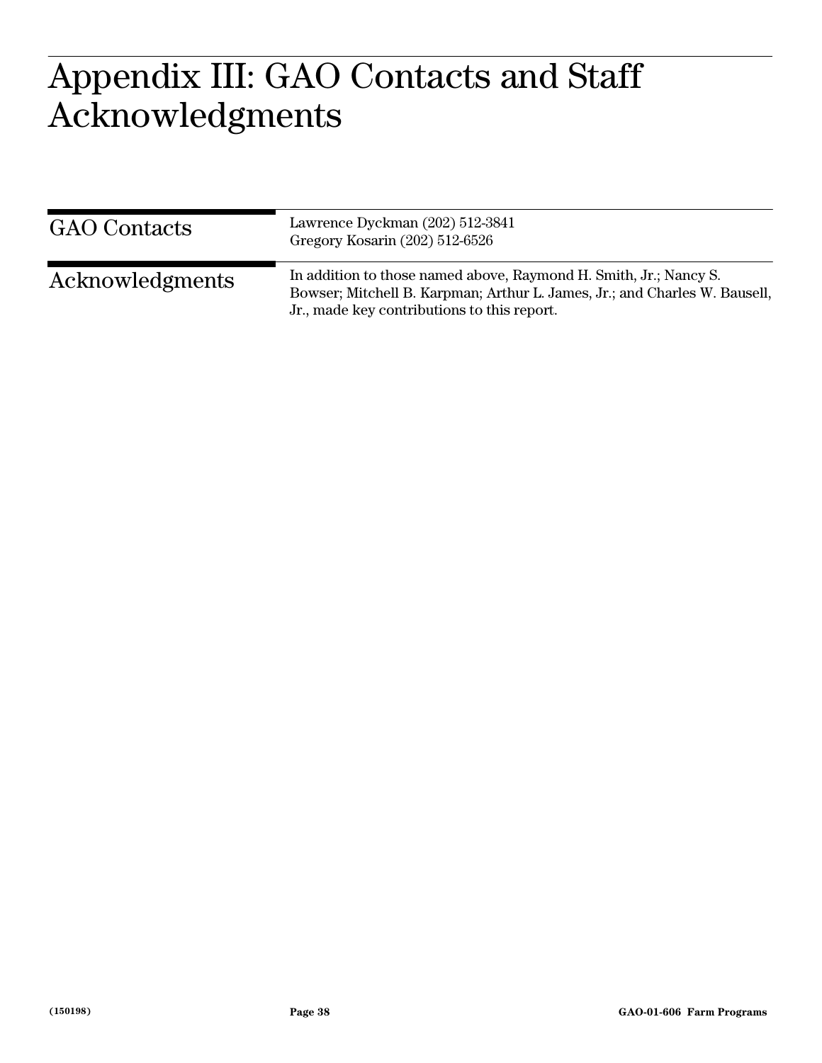# Appendix III: GAO Contacts and Staff Acknowledgments

## GAO Contacts

Lawrence Dyckman (202) 512-3841
Gregory Kosarin (202) 512-6526

## Acknowledgments

In addition to those named above, Raymond H. Smith, Jr.; Nancy S. Bowser; Mitchell B. Karpman; Arthur L. James, Jr.; and Charles W. Bausell, Jr., made key contributions to this report.

(150198)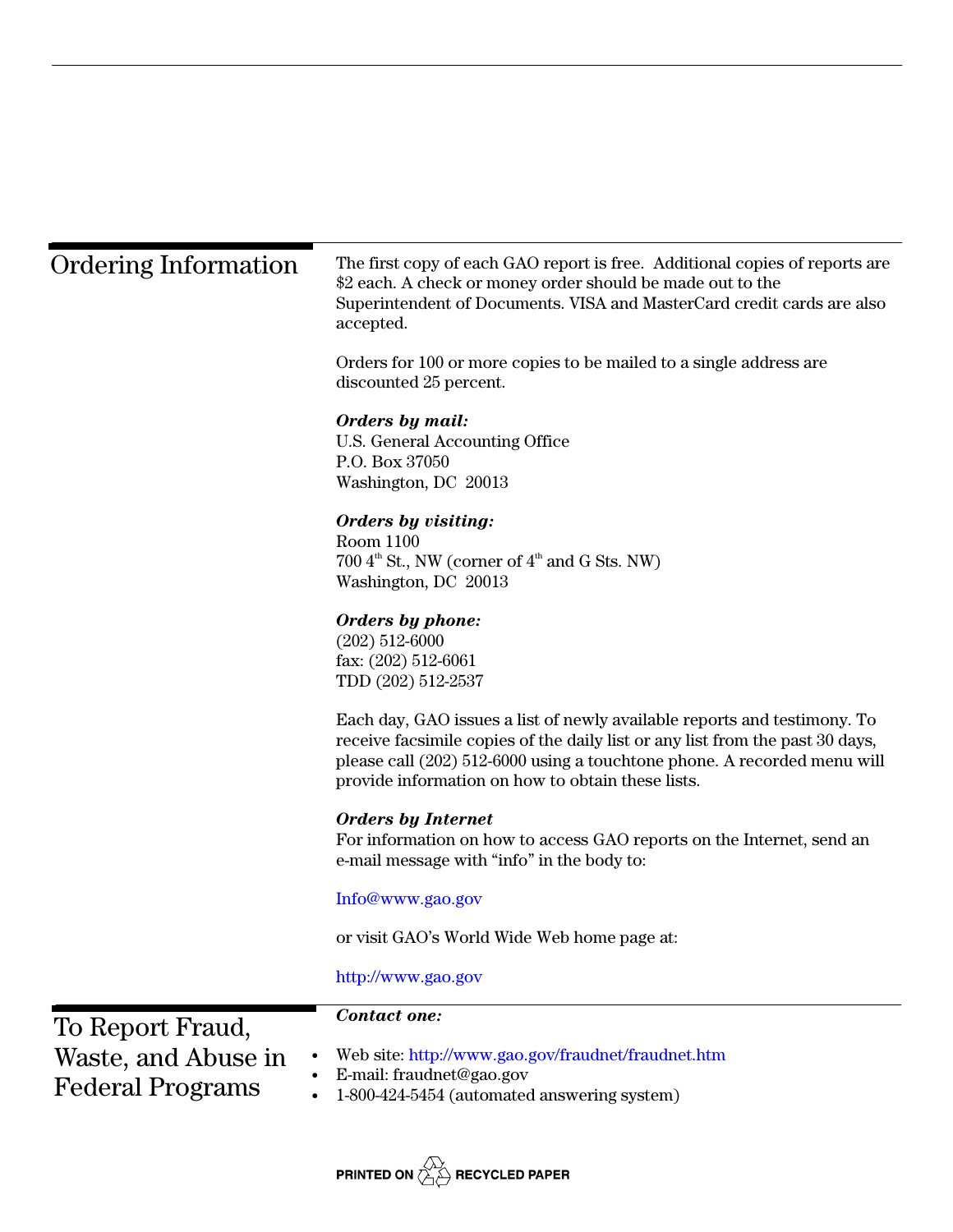## Ordering Information

The first copy of each GAO report is free. Additional copies of reports are $2 each. A check or money order should be made out to the Superintendent of Documents. VISA and MasterCard credit cards are also accepted.

Orders for 100 or more copies to be mailed to a single address are discounted 25 percent.

***Orders by mail:***
U.S. General Accounting Office
P.O. Box 37050
Washington, DC 20013

***Orders by visiting:***
Room 1100
700 4th St., NW (corner of 4th and G Sts. NW)
Washington, DC 20013

***Orders by phone:***
(202) 512-6000
fax: (202) 512-6061
TDD (202) 512-2537

Each day, GAO issues a list of newly available reports and testimony. To receive facsimile copies of the daily list or any list from the past 30 days, please call (202) 512-6000 using a touchtone phone. A recorded menu will provide information on how to obtain these lists.

***Orders by Internet***
For information on how to access GAO reports on the Internet, send an e-mail message with "info" in the body to:

Info@www.gao.gov

or visit GAO's World Wide Web home page at:

http://www.gao.gov

## To Report Fraud, Waste, and Abuse in Federal Programs

***Contact one:***

- Web site: http://www.gao.gov/fraudnet/fraudnet.htm
- E-mail: fraudnet@gao.gov
- 1-800-424-5454 (automated answering system)

PRINTED ON RECYCLED PAPER